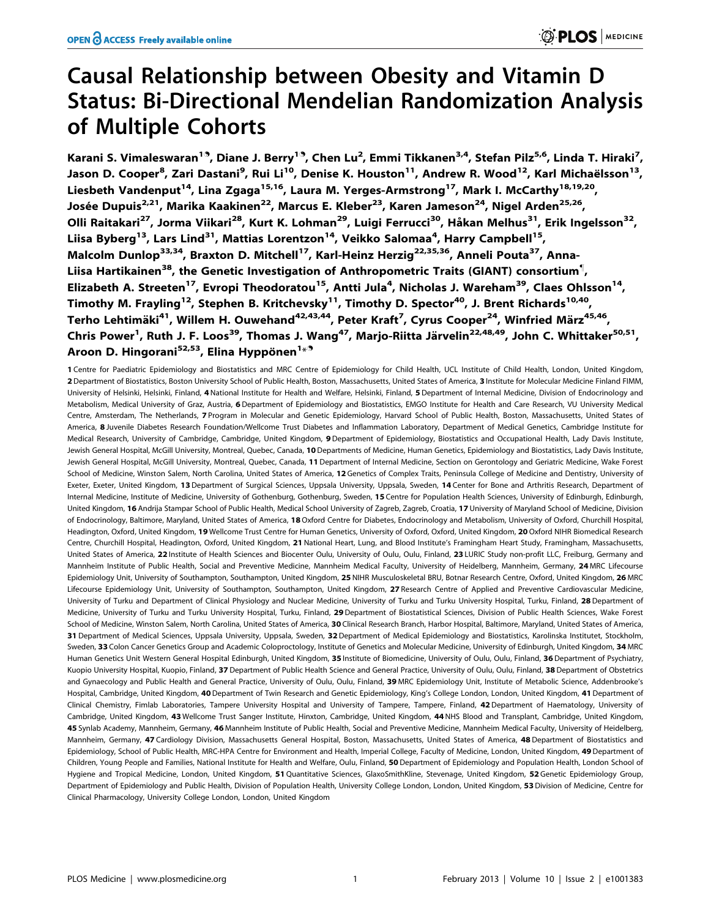# Causal Relationship between Obesity and Vitamin D Status: Bi-Directional Mendelian Randomization Analysis of Multiple Cohorts

Karani S. Vimaleswaran[1]⁹, Diane J. Berry[1]⁹, Chen Lu[2], Emmi Tikkanen[3,4], Stefan Pilz[5,6], Linda T. Hiraki[7], Jason D. Cooper[8], Zari Dastani[9], Rui Li[10], Denise K. Houston[11], Andrew R. Wood[12], Karl Michaëlsson[13], Liesbeth Vandenput[14], Lina Zgaga[15,16], Laura M. Yerges-Armstrong[17], Mark I. McCarthy[18,19,20], Josée Dupuis[2,21], Marika Kaakinen[22], Marcus E. Kleber[23], Karen Jameson[24], Nigel Arden[25,26], Olli Raitakari[27], Jorma Viikari[28], Kurt K. Lohman[29], Luigi Ferrucci[30], Håkan Melhus[31], Erik Ingelsson[32], Liisa Byberg[13], Lars Lind[31], Mattias Lorentzon[14], Veikko Salomaa[4], Harry Campbell[15], Malcolm Dunlop[33,34], Braxton D. Mitchell[17], Karl-Heinz Herzig[22,35,36], Anneli Pouta[37], Anna-Liisa Hartikainen[38], the Genetic Investigation of Anthropometric Traits (GIANT) consortium[¶], Elizabeth A. Streeten[17], Evropi Theodoratou[15], Antti Jula[4], Nicholas J. Wareham[39], Claes Ohlsson[14], Timothy M. Frayling[12], Stephen B. Kritchevsky[11], Timothy D. Spector[40], J. Brent Richards[10,40], Terho Lehtimäki[41], Willem H. Ouwehand[42,43,44], Peter Kraft[7], Cyrus Cooper[24], Winfried März[45,46], Chris Power[1], Ruth J. F. Loos[39], Thomas J. Wang[47], Marjo-Riitta Järvelin[22,48,49], John C. Whittaker[50,51], Aroon D. Hingorani[52,53], Elina Hyppönen[1]*⁹

**1** Centre for Paediatric Epidemiology and Biostatistics and MRC Centre of Epidemiology for Child Health, UCL Institute of Child Health, London, United Kingdom, **2** Department of Biostatistics, Boston University School of Public Health, Boston, Massachusetts, United States of America, **3** Institute for Molecular Medicine Finland FIMM, University of Helsinki, Helsinki, Finland, **4** National Institute for Health and Welfare, Helsinki, Finland, **5** Department of Internal Medicine, Division of Endocrinology and Metabolism, Medical University of Graz, Austria, **6** Department of Epidemiology and Biostatistics, EMGO Institute for Health and Care Research, VU University Medical Centre, Amsterdam, The Netherlands, **7** Program in Molecular and Genetic Epidemiology, Harvard School of Public Health, Boston, Massachusetts, United States of America, **8** Juvenile Diabetes Research Foundation/Wellcome Trust Diabetes and Inflammation Laboratory, Department of Medical Genetics, Cambridge Institute for Medical Research, University of Cambridge, Cambridge, United Kingdom, **9** Department of Epidemiology, Biostatistics and Occupational Health, Lady Davis Institute, Jewish General Hospital, McGill University, Montreal, Quebec, Canada, **10** Departments of Medicine, Human Genetics, Epidemiology and Biostatistics, Lady Davis Institute, Jewish General Hospital, McGill University, Montreal, Quebec, Canada, **11** Department of Internal Medicine, Section on Gerontology and Geriatric Medicine, Wake Forest School of Medicine, Winston Salem, North Carolina, United States of America, **12** Genetics of Complex Traits, Peninsula College of Medicine and Dentistry, University of Exeter, Exeter, United Kingdom, **13** Department of Surgical Sciences, Uppsala University, Uppsala, Sweden, **14** Center for Bone and Arthritis Research, Department of Internal Medicine, Institute of Medicine, University of Gothenburg, Gothenburg, Sweden, **15** Centre for Population Health Sciences, University of Edinburgh, Edinburgh, United Kingdom, **16** Andrija Stampar School of Public Health, Medical School University of Zagreb, Zagreb, Croatia, **17** University of Maryland School of Medicine, Division of Endocrinology, Baltimore, Maryland, United States of America, **18** Oxford Centre for Diabetes, Endocrinology and Metabolism, University of Oxford, Churchill Hospital, Headington, Oxford, United Kingdom, **19** Wellcome Trust Centre for Human Genetics, University of Oxford, Oxford, United Kingdom, **20** Oxford NIHR Biomedical Research Centre, Churchill Hospital, Headington, Oxford, United Kingdom, **21** National Heart, Lung, and Blood Institute's Framingham Heart Study, Framingham, Massachusetts, United States of America, **22** Institute of Health Sciences and Biocenter Oulu, University of Oulu, Oulu, Finland, **23** LURIC Study non-profit LLC, Freiburg, Germany and Mannheim Institute of Public Health, Social and Preventive Medicine, Mannheim Medical Faculty, University of Heidelberg, Mannheim, Germany, **24** MRC Lifecourse Epidemiology Unit, University of Southampton, Southampton, United Kingdom, **25** NIHR Musculoskeletal BRU, Botnar Research Centre, Oxford, United Kingdom, **26** MRC Lifecourse Epidemiology Unit, University of Southampton, Southampton, United Kingdom, **27** Research Centre of Applied and Preventive Cardiovascular Medicine, University of Turku and Department of Clinical Physiology and Nuclear Medicine, University of Turku and Turku University Hospital, Turku, Finland, **28** Department of Medicine, University of Turku and Turku University Hospital, Turku, Finland, **29** Department of Biostatistical Sciences, Division of Public Health Sciences, Wake Forest School of Medicine, Winston Salem, North Carolina, United States of America, **30** Clinical Research Branch, Harbor Hospital, Baltimore, Maryland, United States of America, **31** Department of Medical Sciences, Uppsala University, Uppsala, Sweden, **32** Department of Medical Epidemiology and Biostatistics, Karolinska Institutet, Stockholm, Sweden, **33** Colon Cancer Genetics Group and Academic Coloproctology, Institute of Genetics and Molecular Medicine, University of Edinburgh, United Kingdom, **34** MRC Human Genetics Unit Western General Hospital Edinburgh, United Kingdom, **35** Institute of Biomedicine, University of Oulu, Oulu, Finland, **36** Department of Psychiatry, Kuopio University Hospital, Kuopio, Finland, **37** Department of Public Health Science and General Practice, University of Oulu, Oulu, Finland, **38** Department of Obstetrics and Gynaecology and Public Health and General Practice, University of Oulu, Oulu, Finland, **39** MRC Epidemiology Unit, Institute of Metabolic Science, Addenbrooke's Hospital, Cambridge, United Kingdom, **40** Department of Twin Research and Genetic Epidemiology, King's College London, London, United Kingdom, **41** Department of Clinical Chemistry, Fimlab Laboratories, Tampere University Hospital and University of Tampere, Tampere, Finland, **42** Department of Haematology, University of Cambridge, Cambridge, United Kingdom, **43** Wellcome Trust Sanger Institute, Hinxton, Cambridge, United Kingdom, **44** NHS Blood and Transplant, Cambridge, United Kingdom, **45** Synlab Academy, Mannheim, Germany, **46** Mannheim Institute of Public Health, Social and Preventive Medicine, Mannheim Medical Faculty, University of Heidelberg, Mannheim, Germany, **47** Cardiology Division, Massachusetts General Hospital, Boston, Massachusetts, United States of America, **48** Department of Biostatistics and Epidemiology, School of Public Health, MRC-HPA Centre for Environment and Health, Imperial College, Faculty of Medicine, London, United Kingdom, **49** Department of Children, Young People and Families, National Institute for Health and Welfare, Oulu, Finland, **50** Department of Epidemiology and Population Health, London School of Hygiene and Tropical Medicine, London, United Kingdom, **51** Quantitative Sciences, GlaxoSmithKline, Stevenage, United Kingdom, **52** Genetic Epidemiology Group, Department of Epidemiology and Public Health, Division of Population Health, University College London, London, United Kingdom, **53** Division of Medicine, Centre for Clinical Pharmacology, University College London, London, United Kingdom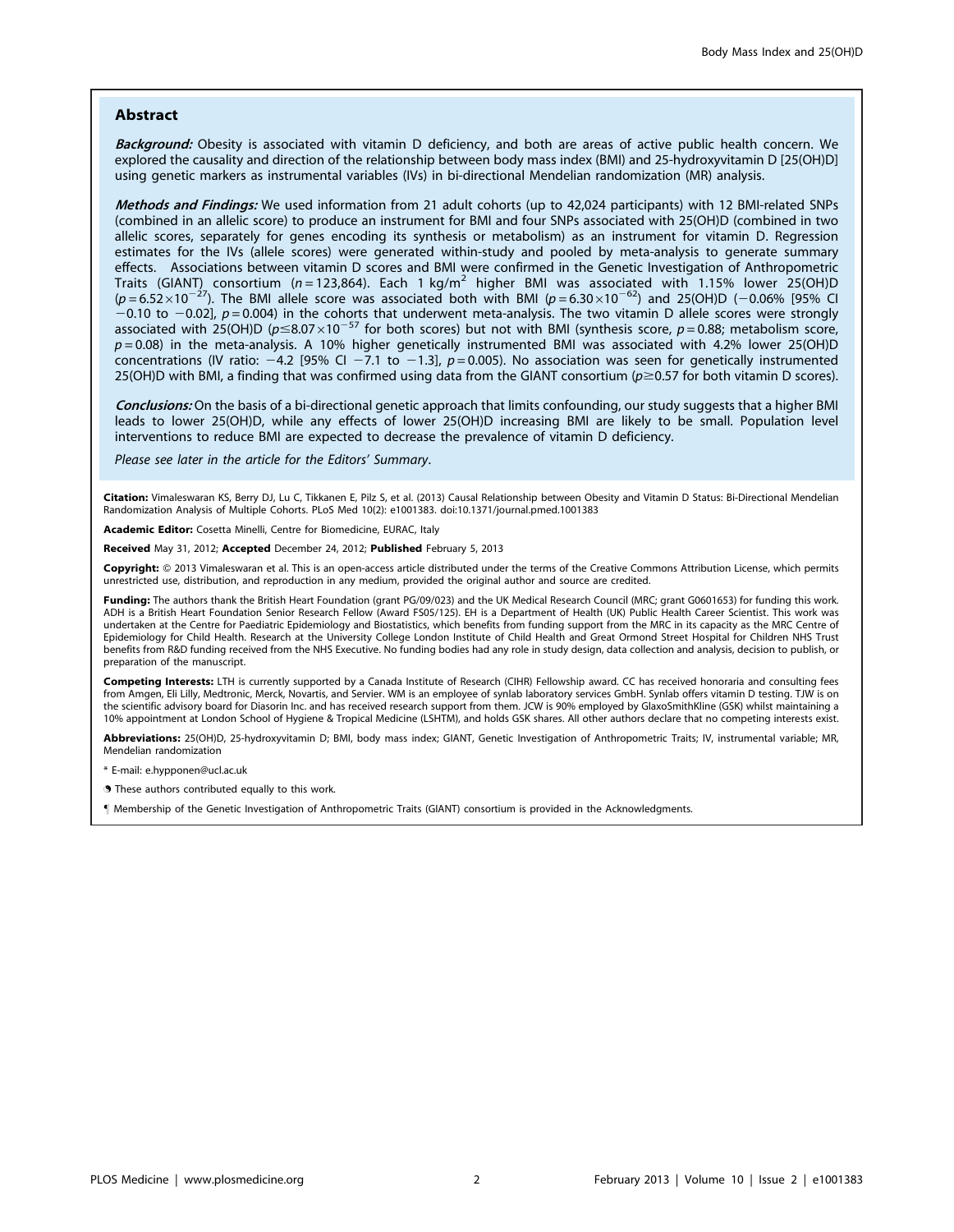## Abstract

***Background:*** Obesity is associated with vitamin D deficiency, and both are areas of active public health concern. We explored the causality and direction of the relationship between body mass index (BMI) and 25-hydroxyvitamin D [25(OH)D] using genetic markers as instrumental variables (IVs) in bi-directional Mendelian randomization (MR) analysis.

***Methods and Findings:*** We used information from 21 adult cohorts (up to 42,024 participants) with 12 BMI-related SNPs (combined in an allelic score) to produce an instrument for BMI and four SNPs associated with 25(OH)D (combined in two allelic scores, separately for genes encoding its synthesis or metabolism) as an instrument for vitamin D. Regression estimates for the IVs (allele scores) were generated within-study and pooled by meta-analysis to generate summary effects. Associations between vitamin D scores and BMI were confirmed in the Genetic Investigation of Anthropometric Traits (GIANT) consortium ($n = 123{,}864$). Each 1 kg/m$^2$ higher BMI was associated with 1.15% lower 25(OH)D ($p = 6.52\times10^{-27}$). The BMI allele score was associated both with BMI ($p = 6.30\times10^{-62}$) and 25(OH)D (−0.06% [95% CI −0.10 to −0.02], $p = 0.004$) in the cohorts that underwent meta-analysis. The two vitamin D allele scores were strongly associated with 25(OH)D ($p \leq 8.07\times10^{-57}$ for both scores) but not with BMI (synthesis score, $p = 0.88$; metabolism score, $p = 0.08$) in the meta-analysis. A 10% higher genetically instrumented BMI was associated with 4.2% lower 25(OH)D concentrations (IV ratio: −4.2 [95% CI −7.1 to −1.3], $p = 0.005$). No association was seen for genetically instrumented 25(OH)D with BMI, a finding that was confirmed using data from the GIANT consortium ($p \geq 0.57$ for both vitamin D scores).

***Conclusions:*** On the basis of a bi-directional genetic approach that limits confounding, our study suggests that a higher BMI leads to lower 25(OH)D, while any effects of lower 25(OH)D increasing BMI are likely to be small. Population level interventions to reduce BMI are expected to decrease the prevalence of vitamin D deficiency.

*Please see later in the article for the Editors' Summary*.

**Citation:** Vimaleswaran KS, Berry DJ, Lu C, Tikkanen E, Pilz S, et al. (2013) Causal Relationship between Obesity and Vitamin D Status: Bi-Directional Mendelian Randomization Analysis of Multiple Cohorts. PLoS Med 10(2): e1001383. doi:10.1371/journal.pmed.1001383

**Academic Editor:** Cosetta Minelli, Centre for Biomedicine, EURAC, Italy

**Received** May 31, 2012; **Accepted** December 24, 2012; **Published** February 5, 2013

**Copyright:** © 2013 Vimaleswaran et al. This is an open-access article distributed under the terms of the Creative Commons Attribution License, which permits unrestricted use, distribution, and reproduction in any medium, provided the original author and source are credited.

**Funding:** The authors thank the British Heart Foundation (grant PG/09/023) and the UK Medical Research Council (MRC; grant G0601653) for funding this work. ADH is a British Heart Foundation Senior Research Fellow (Award FS05/125). EH is a Department of Health (UK) Public Health Career Scientist. This work was undertaken at the Centre for Paediatric Epidemiology and Biostatistics, which benefits from funding support from the MRC in its capacity as the MRC Centre of Epidemiology for Child Health. Research at the University College London Institute of Child Health and Great Ormond Street Hospital for Children NHS Trust benefits from R&D funding received from the NHS Executive. No funding bodies had any role in study design, data collection and analysis, decision to publish, or preparation of the manuscript.

**Competing Interests:** LTH is currently supported by a Canada Institute of Research (CIHR) Fellowship award. CC has received honoraria and consulting fees from Amgen, Eli Lilly, Medtronic, Merck, Novartis, and Servier. WM is an employee of synlab laboratory services GmbH. Synlab offers vitamin D testing. TJW is on the scientific advisory board for Diasorin Inc. and has received research support from them. JCW is 90% employed by GlaxoSmithKline (GSK) whilst maintaining a 10% appointment at London School of Hygiene & Tropical Medicine (LSHTM), and holds GSK shares. All other authors declare that no competing interests exist.

**Abbreviations:** 25(OH)D, 25-hydroxyvitamin D; BMI, body mass index; GIANT, Genetic Investigation of Anthropometric Traits; IV, instrumental variable; MR, Mendelian randomization

* E-mail: e.hypponen@ucl.ac.uk

☯ These authors contributed equally to this work.

¶ Membership of the Genetic Investigation of Anthropometric Traits (GIANT) consortium is provided in the Acknowledgments.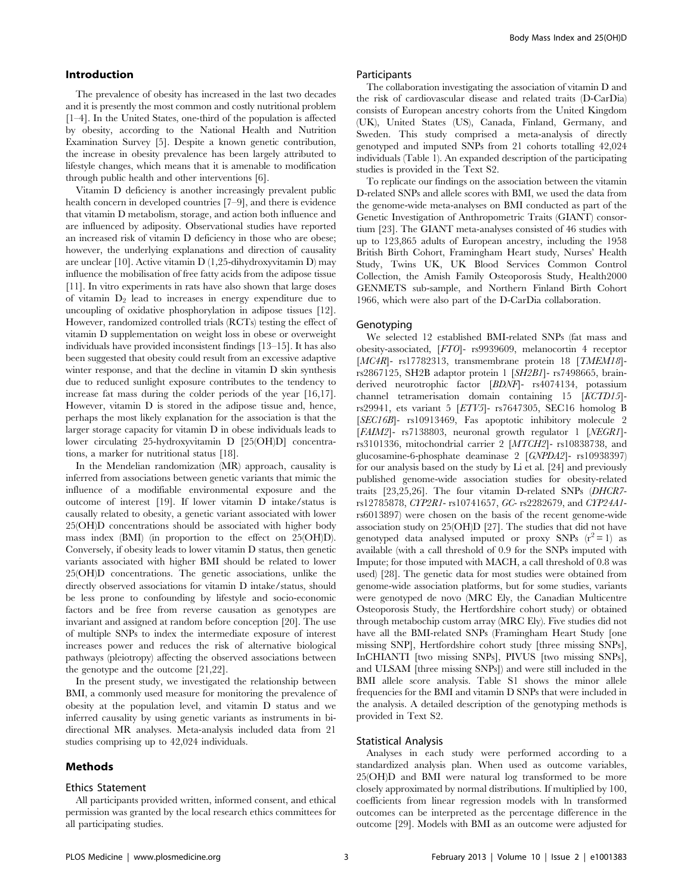## Introduction

The prevalence of obesity has increased in the last two decades and it is presently the most common and costly nutritional problem [1–4]. In the United States, one-third of the population is affected by obesity, according to the National Health and Nutrition Examination Survey [5]. Despite a known genetic contribution, the increase in obesity prevalence has been largely attributed to lifestyle changes, which means that it is amenable to modification through public health and other interventions [6].

Vitamin D deficiency is another increasingly prevalent public health concern in developed countries [7–9], and there is evidence that vitamin D metabolism, storage, and action both influence and are influenced by adiposity. Observational studies have reported an increased risk of vitamin D deficiency in those who are obese; however, the underlying explanations and direction of causality are unclear [10]. Active vitamin D (1,25-dihydroxyvitamin D) may influence the mobilisation of free fatty acids from the adipose tissue [11]. In vitro experiments in rats have also shown that large doses of vitamin $D_2$ lead to increases in energy expenditure due to uncoupling of oxidative phosphorylation in adipose tissues [12]. However, randomized controlled trials (RCTs) testing the effect of vitamin D supplementation on weight loss in obese or overweight individuals have provided inconsistent findings [13–15]. It has also been suggested that obesity could result from an excessive adaptive winter response, and that the decline in vitamin D skin synthesis due to reduced sunlight exposure contributes to the tendency to increase fat mass during the colder periods of the year [16,17]. However, vitamin D is stored in the adipose tissue and, hence, perhaps the most likely explanation for the association is that the larger storage capacity for vitamin D in obese individuals leads to lower circulating 25-hydroxyvitamin D [25(OH)D] concentrations, a marker for nutritional status [18].

In the Mendelian randomization (MR) approach, causality is inferred from associations between genetic variants that mimic the influence of a modifiable environmental exposure and the outcome of interest [19]. If lower vitamin D intake/status is causally related to obesity, a genetic variant associated with lower 25(OH)D concentrations should be associated with higher body mass index (BMI) (in proportion to the effect on 25(OH)D). Conversely, if obesity leads to lower vitamin D status, then genetic variants associated with higher BMI should be related to lower 25(OH)D concentrations. The genetic associations, unlike the directly observed associations for vitamin D intake/status, should be less prone to confounding by lifestyle and socio-economic factors and be free from reverse causation as genotypes are invariant and assigned at random before conception [20]. The use of multiple SNPs to index the intermediate exposure of interest increases power and reduces the risk of alternative biological pathways (pleiotropy) affecting the observed associations between the genotype and the outcome [21,22].

In the present study, we investigated the relationship between BMI, a commonly used measure for monitoring the prevalence of obesity at the population level, and vitamin D status and we inferred causality by using genetic variants as instruments in bi-directional MR analyses. Meta-analysis included data from 21 studies comprising up to 42,024 individuals.

## Methods

### Ethics Statement

All participants provided written, informed consent, and ethical permission was granted by the local research ethics committees for all participating studies.

### Participants

The collaboration investigating the association of vitamin D and the risk of cardiovascular disease and related traits (D-CarDia) consists of European ancestry cohorts from the United Kingdom (UK), United States (US), Canada, Finland, Germany, and Sweden. This study comprised a meta-analysis of directly genotyped and imputed SNPs from 21 cohorts totalling 42,024 individuals (Table 1). An expanded description of the participating studies is provided in the Text S2.

To replicate our findings on the association between the vitamin D-related SNPs and allele scores with BMI, we used the data from the genome-wide meta-analyses on BMI conducted as part of the Genetic Investigation of Anthropometric Traits (GIANT) consortium [23]. The GIANT meta-analyses consisted of 46 studies with up to 123,865 adults of European ancestry, including the 1958 British Birth Cohort, Framingham Heart study, Nurses' Health Study, Twins UK, UK Blood Services Common Control Collection, the Amish Family Osteoporosis Study, Health2000 GENMETS sub-sample, and Northern Finland Birth Cohort 1966, which were also part of the D-CarDia collaboration.

### Genotyping

We selected 12 established BMI-related SNPs (fat mass and obesity-associated, [*FTO*]- rs9939609, melanocortin 4 receptor [*MC4R*]- rs17782313, transmembrane protein 18 [*TMEM18*]- rs2867125, SH2B adaptor protein 1 [*SH2B1*]- rs7498665, brain-derived neurotrophic factor [*BDNF*]- rs4074134, potassium channel tetramerisation domain containing 15 [*KCTD15*]- rs29941, ets variant 5 [*ETV5*]- rs7647305, SEC16 homolog B [*SEC16B*]- rs10913469, Fas apoptotic inhibitory molecule 2 [*FAIM2*]- rs7138803, neuronal growth regulator 1 [*NEGR1*]- rs3101336, mitochondrial carrier 2 [*MTCH2*]- rs10838738, and glucosamine-6-phosphate deaminase 2 [*GNPDA2*]- rs10938397) for our analysis based on the study by Li et al. [24] and previously published genome-wide association studies for obesity-related traits [23,25,26]. The four vitamin D-related SNPs (*DHCR7*- rs12785878, *CYP2R1*- rs10741657, *GC*- rs2282679, and *CYP24A1*- rs6013897) were chosen on the basis of the recent genome-wide association study on 25(OH)D [27]. The studies that did not have genotyped data analysed imputed or proxy SNPs ($r^2 = 1$) as available (with a call threshold of 0.9 for the SNPs imputed with Impute; for those imputed with MACH, a call threshold of 0.8 was used) [28]. The genetic data for most studies were obtained from genome-wide association platforms, but for some studies, variants were genotyped de novo (MRC Ely, the Canadian Multicentre Osteoporosis Study, the Hertfordshire cohort study) or obtained through metabochip custom array (MRC Ely). Five studies did not have all the BMI-related SNPs (Framingham Heart Study [one missing SNP], Hertfordshire cohort study [three missing SNPs], InCHIANTI [two missing SNPs], PIVUS [two missing SNPs], and ULSAM [three missing SNPs]) and were still included in the BMI allele score analysis. Table S1 shows the minor allele frequencies for the BMI and vitamin D SNPs that were included in the analysis. A detailed description of the genotyping methods is provided in Text S2.

### Statistical Analysis

Analyses in each study were performed according to a standardized analysis plan. When used as outcome variables, 25(OH)D and BMI were natural log transformed to be more closely approximated by normal distributions. If multiplied by 100, coefficients from linear regression models with ln transformed outcomes can be interpreted as the percentage difference in the outcome [29]. Models with BMI as an outcome were adjusted for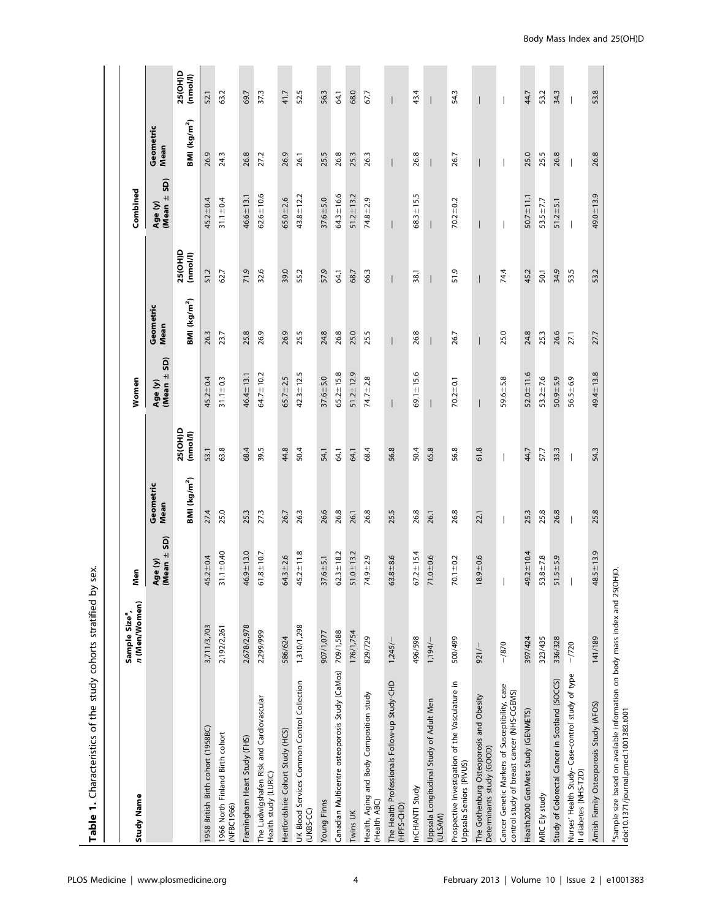**Table 1.** Characteristics of the study cohorts stratified by sex.

| Study Name | Sample Size[a], n (Men/Women) | Men | | | Women | | | Combined | | |
|---|---|---|---|---|---|---|---|---|---|---|
| | | Age (y) (Mean ± SD) | Geometric Mean BMI (kg/m$^2$) | 25(OH)D (nmol/l) | Age (y) (Mean ± SD) | Geometric Mean BMI (kg/m$^2$) | 25(OH)D (nmol/l) | Age (y) (Mean ± SD) | Geometric Mean BMI (kg/m$^2$) | 25(OH)D (nmol/l) |
| 1958 British Birth cohort (1958BC) | 3,711/3,703 | 45.2±0.4 | 27.4 | 53.1 | 45.2±0.4 | 26.3 | 51.2 | 45.2±0.4 | 26.9 | 52.1 |
| 1966 North Finland Birth cohort (NFBC1966) | 2,192/2,261 | 31.1±0.40 | 25.0 | 63.8 | 31.1±0.3 | 23.7 | 62.7 | 31.1±0.4 | 24.3 | 63.2 |
| Framingham Heart Study (FHS) | 2,678/2,978 | 46.9±13.0 | 25.3 | 68.4 | 46.4±13.1 | 25.8 | 71.9 | 46.6±13.1 | 26.8 | 69.7 |
| The Ludwigshafen Risk and Cardiovascular Health study (LURIC) | 2,299/999 | 61.8±10.7 | 27.3 | 39.5 | 64.7±10.2 | 26.9 | 32.6 | 62.6±10.6 | 27.2 | 37.3 |
| Hertfordshire Cohort Study (HCS) | 586/624 | 64.3±2.6 | 26.7 | 44.8 | 65.7±2.5 | 26.9 | 39.0 | 65.0±2.6 | 26.9 | 41.7 |
| UK Blood Services Common Control Collection (UKBS-CC) | 1,310/1,298 | 45.2±11.8 | 26.3 | 50.4 | 42.3±12.5 | 25.5 | 55.2 | 43.8±12.2 | 26.1 | 52.5 |
| Young Finns | 907/1,077 | 37.6±5.1 | 26.6 | 54.1 | 37.6±5.0 | 24.8 | 57.9 | 37.6±5.0 | 25.5 | 56.3 |
| Canadian Multicentre osteoporosis Study (CaMos) | 709/1,588 | 62.3±18.2 | 26.8 | 64.1 | 65.2±15.8 | 26.8 | 64.1 | 64.3±16.6 | 26.8 | 64.1 |
| Twins UK | 176/1,754 | 51.0±13.2 | 26.1 | 64.1 | 51.2±12.9 | 25.0 | 68.7 | 51.2±13.2 | 25.3 | 68.0 |
| Health, Aging and Body Composition study (Health ABC) | 829/729 | 74.9±2.9 | 26.8 | 68.4 | 74.7±2.8 | 25.5 | 66.3 | 74.8±2.9 | 26.3 | 67.7 |
| The Health Professionals Follow-up Study-CHD (HPFS-CHD) | 1,245/— | 63.8±8.6 | 25.5 | 56.8 | — | — | — | — | — | — |
| InCHIANTI Study | 496/598 | 67.2±15.4 | 26.8 | 50.4 | 69.1±15.6 | 26.8 | 38.1 | 68.3±15.5 | 26.8 | 43.4 |
| Uppsala Longitudinal Study of Adult Men (ULSAM) | 1,194/— | 71.0±0.6 | 26.1 | 65.8 | — | — | — | — | — | — |
| Prospective Investigation of the Vasculature in Uppsala Seniors (PIVUS) | 500/499 | 70.1±0.2 | 26.8 | 56.8 | 70.2±0.1 | 26.7 | 51.9 | 70.2±0.2 | 26.7 | 54.3 |
| The Gothenburg Osteoporosis and Obesity Determinants study (GOOD) | 921/— | 18.9±0.6 | 22.1 | 61.8 | — | — | — | — | — | — |
| Cancer Genetic Markers of Susceptibility, case control study of breast cancer (NHS-CGEMS) | —/870 | — | — | — | 59.6±5.8 | 25.0 | 74.4 | — | — | — |
| Health2000 GenMets Study (GENMETS) | 397/424 | 49.2±10.4 | 25.3 | 44.7 | 52.0±11.6 | 24.8 | 45.2 | 50.7±11.1 | 25.0 | 44.7 |
| MRC Ely study | 323/435 | 53.8±7.8 | 25.8 | 57.7 | 53.2±7.6 | 25.3 | 50.1 | 53.5±7.7 | 25.5 | 53.2 |
| Study of Colorectal Cancer in Scotland (SOCCS) | 336/328 | 51.5±5.9 | 26.8 | 33.3 | 50.9±5.9 | 26.6 | 34.9 | 51.2±5.1 | 26.8 | 34.3 |
| Nurses' Health Study- Case-control study of type II diabetes (NHS-T2D) | —/720 | — | — | — | 56.5±6.9 | 27.1 | 53.5 | — | — | — |
| Amish Family Osteoporosis Study (AFOS) | 141/189 | 48.5±13.9 | 25.8 | 54.3 | 49.4±13.8 | 27.7 | 53.2 | 49.0±13.9 | 26.8 | 53.8 |

[a]Sample size based on available information on body mass index and 25(OH)D.

doi:10.1371/journal.pmed.1001383.t001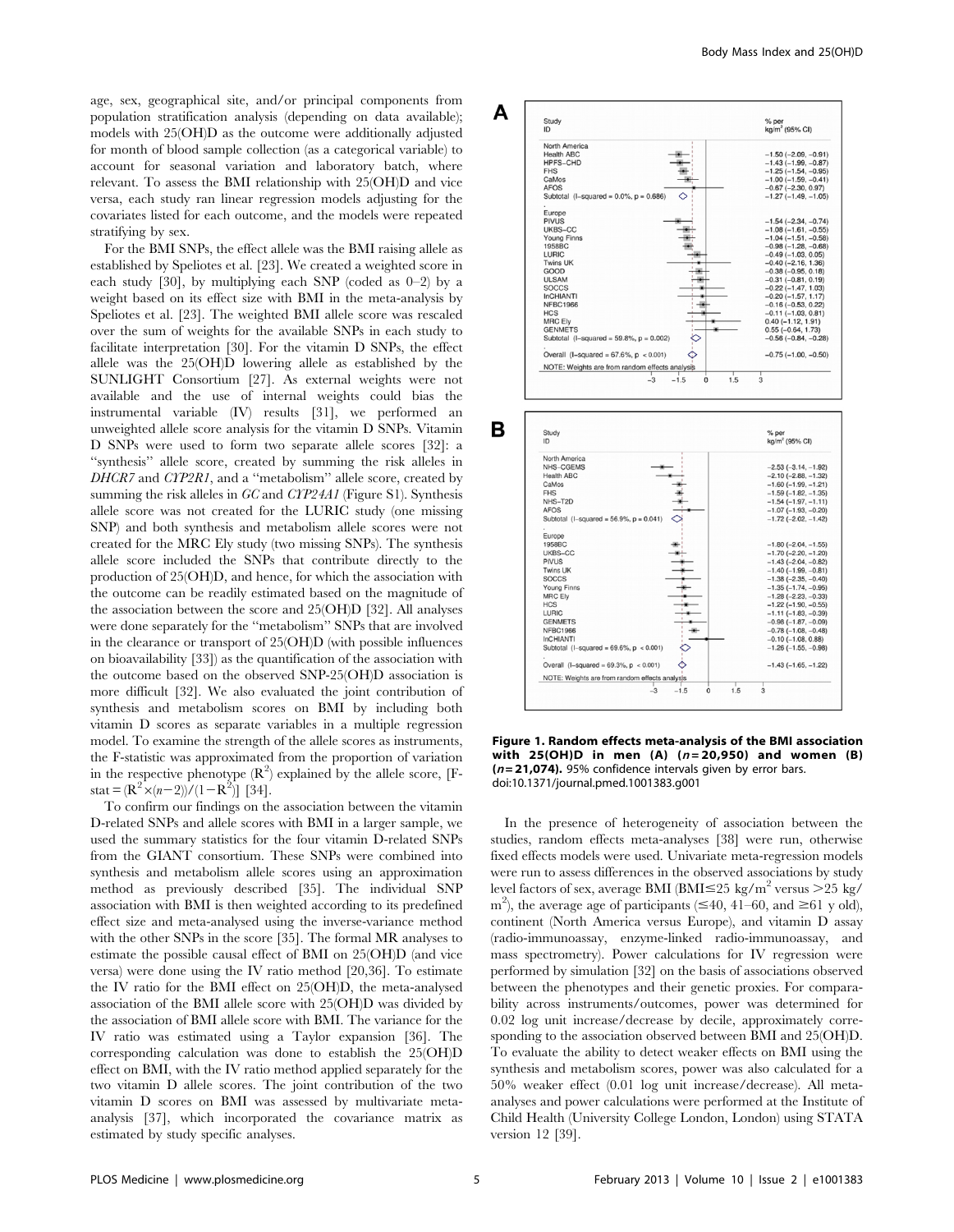age, sex, geographical site, and/or principal components from population stratification analysis (depending on data available); models with 25(OH)D as the outcome were additionally adjusted for month of blood sample collection (as a categorical variable) to account for seasonal variation and laboratory batch, where relevant. To assess the BMI relationship with 25(OH)D and vice versa, each study ran linear regression models adjusting for the covariates listed for each outcome, and the models were repeated stratifying by sex.

For the BMI SNPs, the effect allele was the BMI raising allele as established by Speliotes et al. [23]. We created a weighted score in each study [30], by multiplying each SNP (coded as 0–2) by a weight based on its effect size with BMI in the meta-analysis by Speliotes et al. [23]. The weighted BMI allele score was rescaled over the sum of weights for the available SNPs in each study to facilitate interpretation [30]. For the vitamin D SNPs, the effect allele was the 25(OH)D lowering allele as established by the SUNLIGHT Consortium [27]. As external weights were not available and the use of internal weights could bias the instrumental variable (IV) results [31], we performed an unweighted allele score analysis for the vitamin D SNPs. Vitamin D SNPs were used to form two separate allele scores [32]: a "synthesis" allele score, created by summing the risk alleles in *DHCR7* and *CYP2R1*, and a "metabolism" allele score, created by summing the risk alleles in *GC* and *CYP24A1* (Figure S1). Synthesis allele score was not created for the LURIC study (one missing SNP) and both synthesis and metabolism allele scores were not created for the MRC Ely study (two missing SNPs). The synthesis allele score included the SNPs that contribute directly to the production of 25(OH)D, and hence, for which the association with the outcome can be readily estimated based on the magnitude of the association between the score and 25(OH)D [32]. All analyses were done separately for the "metabolism" SNPs that are involved in the clearance or transport of 25(OH)D (with possible influences on bioavailability [33]) as the quantification of the association with the outcome based on the observed SNP-25(OH)D association is more difficult [32]. We also evaluated the joint contribution of synthesis and metabolism scores on BMI by including both vitamin D scores as separate variables in a multiple regression model. To examine the strength of the allele scores as instruments, the F-statistic was approximated from the proportion of variation in the respective phenotype ($R^2$) explained by the allele score, [F-stat $= (R^2 \times (n-2))/(1-R^2)$] [34].

To confirm our findings on the association between the vitamin D-related SNPs and allele scores with BMI in a larger sample, we used the summary statistics for the four vitamin D-related SNPs from the GIANT consortium. These SNPs were combined into synthesis and metabolism allele scores using an approximation method as previously described [35]. The individual SNP association with BMI is then weighted according to its predefined effect size and meta-analysed using the inverse-variance method with the other SNPs in the score [35]. The formal MR analyses to estimate the possible causal effect of BMI on 25(OH)D (and vice versa) were done using the IV ratio method [20,36]. To estimate the IV ratio for the BMI effect on 25(OH)D, the meta-analysed association of the BMI allele score with 25(OH)D was divided by the association of BMI allele score with BMI. The variance for the IV ratio was estimated using a Taylor expansion [36]. The corresponding calculation was done to establish the 25(OH)D effect on BMI, with the IV ratio method applied separately for the two vitamin D allele scores. The joint contribution of the two vitamin D scores on BMI was assessed by multivariate meta-analysis [37], which incorporated the covariance matrix as estimated by study specific analyses.

**A**

| Study ID | % per kg/m² (95% CI) |
|---|---|
| North America | |
| Health ABC | −1.50 (−2.09, −0.91) |
| HPFS–CHD | −1.43 (−1.99, −0.87) |
| FHS | −1.25 (−1.54, −0.95) |
| CaMos | −1.00 (−1.59, −0.41) |
| AFOS | −0.67 (−2.30, 0.97) |
| Subtotal (I–squared = 0.0%, p = 0.686) | −1.27 (−1.49, −1.05) |
| Europe | |
| PIVUS | −1.54 (−2.34, −0.74) |
| UKBS–CC | −1.08 (−1.61, −0.55) |
| Young Finns | −1.04 (−1.51, −0.58) |
| 1958BC | −0.98 (−1.28, −0.68) |
| LURIC | −0.49 (−1.03, 0.05) |
| Twins UK | −0.40 (−2.16, 1.36) |
| GOOD | −0.38 (−0.95, 0.18) |
| ULSAM | −0.31 (−0.81, 0.19) |
| SOCCS | −0.22 (−1.47, 1.03) |
| InCHIANTI | −0.20 (−1.57, 1.17) |
| NFBC1966 | −0.16 (−0.53, 0.22) |
| HCS | −0.11 (−1.03, 0.81) |
| MRC Ely | 0.40 (−1.12, 1.91) |
| GENMETS | 0.55 (−0.64, 1.73) |
| Subtotal (I–squared = 59.8%, p = 0.002) | −0.56 (−0.84, −0.28) |
| Overall (I–squared = 67.6%, p < 0.001) | −0.75 (−1.00, −0.50) |

NOTE: Weights are from random effects analysis

**B**

| Study ID | % per kg/m² (95% CI) |
|---|---|
| North America | |
| NHS–CGEMS | −2.53 (−3.14, −1.92) |
| Health ABC | −2.10 (−2.88, −1.32) |
| CaMos | −1.60 (−1.99, −1.21) |
| FHS | −1.59 (−1.82, −1.35) |
| NHS–T2D | −1.54 (−1.97, −1.11) |
| AFOS | −1.07 (−1.93, −0.20) |
| Subtotal (I–squared = 56.9%, p = 0.041) | −1.72 (−2.02, −1.42) |
| Europe | |
| 1958BC | −1.80 (−2.04, −1.55) |
| UKBS–CC | −1.70 (−2.20, −1.20) |
| PIVUS | −1.43 (−2.04, −0.82) |
| Twins UK | −1.40 (−1.99, −0.81) |
| SOCCS | −1.38 (−2.35, −0.40) |
| Young Finns | −1.35 (−1.74, −0.95) |
| MRC Ely | −1.28 (−2.23, −0.33) |
| HCS | −1.22 (−1.90, −0.55) |
| LURIC | −1.11 (−1.83, −0.39) |
| GENMETS | −0.98 (−1.87, −0.09) |
| NFBC1966 | −0.78 (−1.08, −0.48) |
| InCHIANTI | −0.10 (−1.08, 0.88) |
| Subtotal (I–squared = 69.6%, p < 0.001) | −1.26 (−1.55, −0.98) |
| Overall (I–squared = 69.3%, p < 0.001) | −1.43 (−1.65, −1.22) |

NOTE: Weights are from random effects analysis

**Figure 1. Random effects meta-analysis of the BMI association with 25(OH)D in men (A) (*n* = 20,950) and women (B) (*n* = 21,074).** 95% confidence intervals given by error bars. doi:10.1371/journal.pmed.1001383.g001

In the presence of heterogeneity of association between the studies, random effects meta-analyses [38] were run, otherwise fixed effects models were used. Univariate meta-regression models were run to assess differences in the observed associations by study level factors of sex, average BMI (BMI≤25 kg/m² versus >25 kg/m²), the average age of participants (≤40, 41–60, and ≥61 y old), continent (North America versus Europe), and vitamin D assay (radio-immunoassay, enzyme-linked radio-immunoassay, and mass spectrometry). Power calculations for IV regression were performed by simulation [32] on the basis of associations observed between the phenotypes and their genetic proxies. For comparability across instruments/outcomes, power was determined for 0.02 log unit increase/decrease by decile, approximately corresponding to the association observed between BMI and 25(OH)D. To evaluate the ability to detect weaker effects on BMI using the synthesis and metabolism scores, power was also calculated for a 50% weaker effect (0.01 log unit increase/decrease). All meta-analyses and power calculations were performed at the Institute of Child Health (University College London, London) using STATA version 12 [39].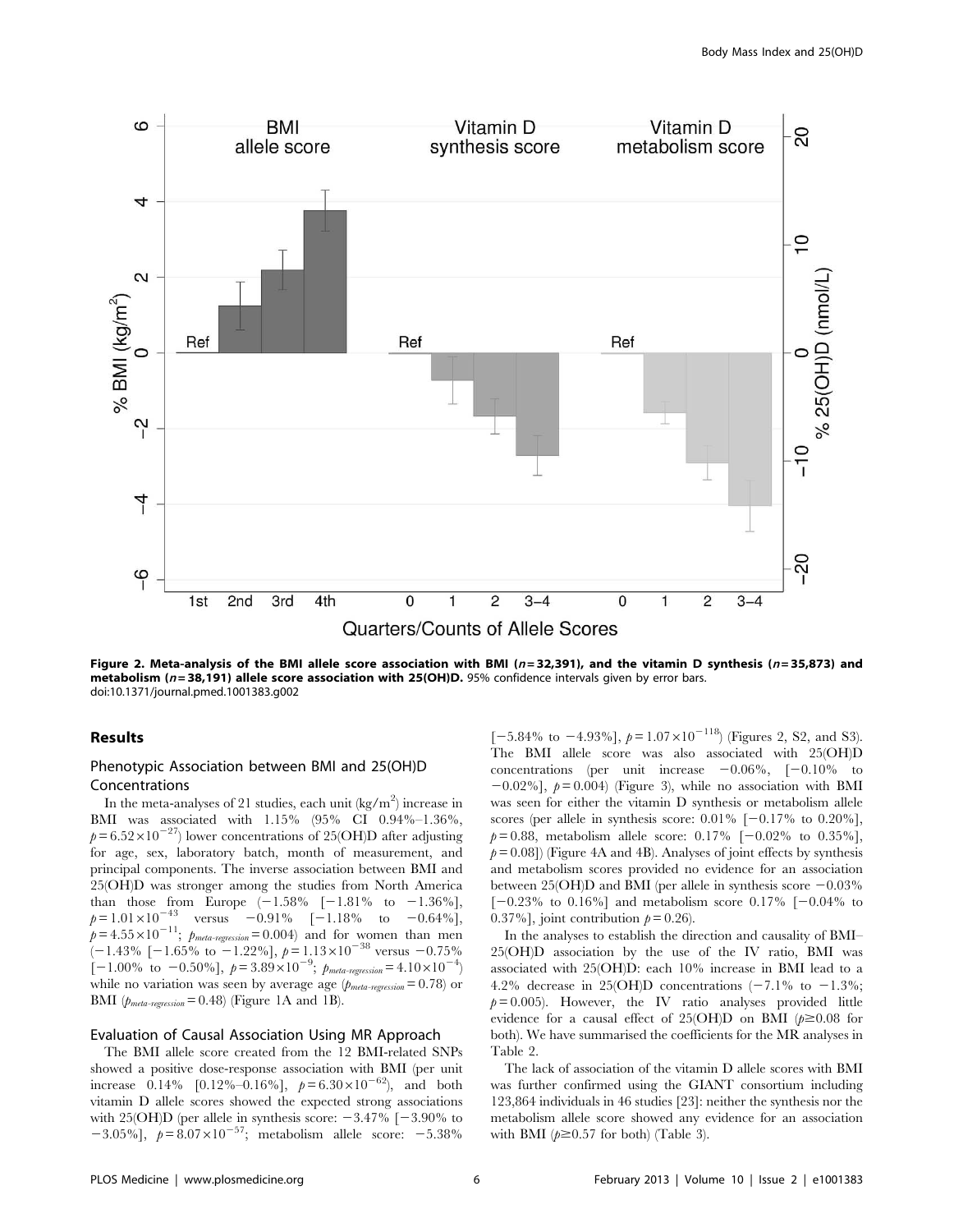Figure 2. Meta-analysis of the BMI allele score association with BMI ($n = 32{,}391$), and the vitamin D synthesis ($n = 35{,}873$) and metabolism ($n = 38{,}191$) allele score association with 25(OH)D. 95% confidence intervals given by error bars.
doi:10.1371/journal.pmed.1001383.g002

## Results

### Phenotypic Association between BMI and 25(OH)D Concentrations

In the meta-analyses of 21 studies, each unit (kg/m$^2$) increase in BMI was associated with 1.15% (95% CI 0.94%–1.36%, $p = 6.52\times10^{-27}$) lower concentrations of 25(OH)D after adjusting for age, sex, laboratory batch, month of measurement, and principal components. The inverse association between BMI and 25(OH)D was stronger among the studies from North America than those from Europe (−1.58% [−1.81% to −1.36%], $p = 1.01\times10^{-43}$ versus −0.91% [−1.18% to −0.64%], $p = 4.55\times10^{-11}$; $p_{meta\text{-}regression} = 0.004$) and for women than men (−1.43% [−1.65% to −1.22%], $p = 1.13\times10^{-38}$ versus −0.75% [−1.00% to −0.50%], $p = 3.89\times10^{-9}$; $p_{meta\text{-}regression} = 4.10\times10^{-4}$) while no variation was seen by average age ($p_{meta\text{-}regression} = 0.78$) or BMI ($p_{meta\text{-}regression} = 0.48$) (Figure 1A and 1B).

### Evaluation of Causal Association Using MR Approach

The BMI allele score created from the 12 BMI-related SNPs showed a positive dose-response association with BMI (per unit increase 0.14% [0.12%–0.16%], $p = 6.30\times10^{-62}$), and both vitamin D allele scores showed the expected strong associations with 25(OH)D (per allele in synthesis score: −3.47% [−3.90% to −3.05%], $p = 8.07\times10^{-57}$; metabolism allele score: −5.38% [−5.84% to −4.93%], $p = 1.07\times10^{-118}$) (Figures 2, S2, and S3). The BMI allele score was also associated with 25(OH)D concentrations (per unit increase −0.06%, [−0.10% to −0.02%], $p = 0.004$) (Figure 3), while no association with BMI was seen for either the vitamin D synthesis or metabolism allele scores (per allele in synthesis score: 0.01% [−0.17% to 0.20%], $p = 0.88$, metabolism allele score: 0.17% [−0.02% to 0.35%], $p = 0.08$]) (Figure 4A and 4B). Analyses of joint effects by synthesis and metabolism scores provided no evidence for an association between 25(OH)D and BMI (per allele in synthesis score −0.03% [−0.23% to 0.16%] and metabolism score 0.17% [−0.04% to 0.37%], joint contribution $p = 0.26$).

In the analyses to establish the direction and causality of BMI–25(OH)D association by the use of the IV ratio, BMI was associated with 25(OH)D: each 10% increase in BMI lead to a 4.2% decrease in 25(OH)D concentrations (−7.1% to −1.3%; $p = 0.005$). However, the IV ratio analyses provided little evidence for a causal effect of 25(OH)D on BMI ($p \geq 0.08$ for both). We have summarised the coefficients for the MR analyses in Table 2.

The lack of association of the vitamin D allele scores with BMI was further confirmed using the GIANT consortium including 123,864 individuals in 46 studies [23]: neither the synthesis nor the metabolism allele score showed any evidence for an association with BMI ($p \geq 0.57$ for both) (Table 3).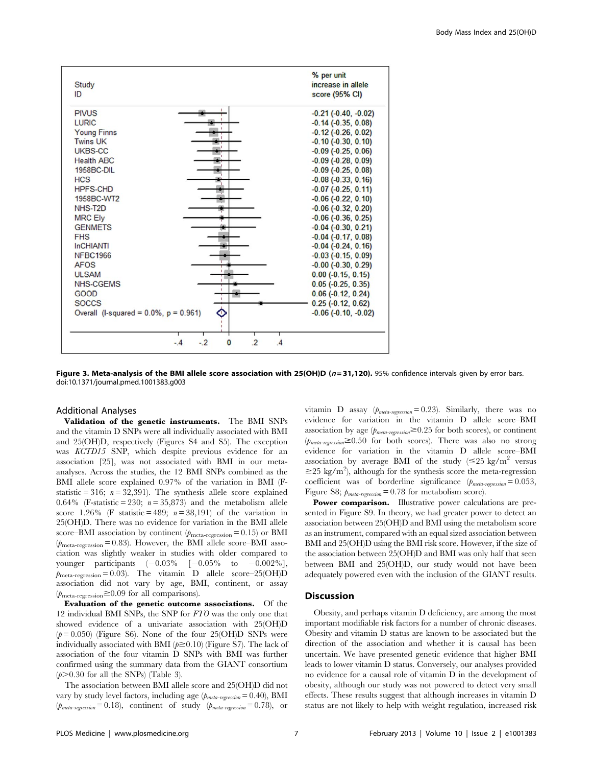| Study ID | % per unit increase in allele score (95% CI) |
| --- | --- |
| PIVUS | -0.21 (-0.40, -0.02) |
| LURIC | -0.14 (-0.35, 0.08) |
| Young Finns | -0.12 (-0.26, 0.02) |
| Twins UK | -0.10 (-0.30, 0.10) |
| UKBS-CC | -0.09 (-0.25, 0.06) |
| Health ABC | -0.09 (-0.28, 0.09) |
| 1958BC-DIL | -0.09 (-0.25, 0.08) |
| HCS | -0.08 (-0.33, 0.16) |
| HPFS-CHD | -0.07 (-0.25, 0.11) |
| 1958BC-WT2 | -0.06 (-0.22, 0.10) |
| NHS-T2D | -0.06 (-0.32, 0.20) |
| MRC Ely | -0.06 (-0.36, 0.25) |
| GENMETS | -0.04 (-0.30, 0.21) |
| FHS | -0.04 (-0.17, 0.08) |
| InCHIANTI | -0.04 (-0.24, 0.16) |
| NFBC1966 | -0.03 (-0.15, 0.09) |
| AFOS | -0.00 (-0.30, 0.29) |
| ULSAM | 0.00 (-0.15, 0.15) |
| NHS-CGEMS | 0.05 (-0.25, 0.35) |
| GOOD | 0.06 (-0.12, 0.24) |
| SOCCS | 0.25 (-0.12, 0.62) |
| Overall (I-squared = 0.0%, p = 0.961) | -0.06 (-0.10, -0.02) |

**Figure 3. Meta-analysis of the BMI allele score association with 25(OH)D ($n$ = 31,120).** 95% confidence intervals given by error bars.
doi:10.1371/journal.pmed.1001383.g003

### Additional Analyses

**Validation of the genetic instruments.** The BMI SNPs and the vitamin D SNPs were all individually associated with BMI and 25(OH)D, respectively (Figures S4 and S5). The exception was *KCTD15* SNP, which despite previous evidence for an association [25], was not associated with BMI in our meta-analyses. Across the studies, the 12 BMI SNPs combined as the BMI allele score explained 0.97% of the variation in BMI (F-statistic = 316; $n$ = 32,391). The synthesis allele score explained 0.64% (F-statistic = 230; $n$ = 35,873) and the metabolism allele score 1.26% (F statistic = 489; $n$ = 38,191) of the variation in 25(OH)D. There was no evidence for variation in the BMI allele score–BMI association by continent ($p_{\text{meta-regression}}$ = 0.15) or BMI ($p_{\text{meta-regression}}$ = 0.83). However, the BMI allele score–BMI association was slightly weaker in studies with older compared to younger participants (−0.03% [−0.05% to −0.002%], $p_{\text{meta-regression}}$ = 0.03). The vitamin D allele score–25(OH)D association did not vary by age, BMI, continent, or assay ($p_{\text{meta-regression}}$≥0.09 for all comparisons).

**Evaluation of the genetic outcome associations.** Of the 12 individual BMI SNPs, the SNP for *FTO* was the only one that showed evidence of a univariate association with 25(OH)D ($p$ = 0.050) (Figure S6). None of the four 25(OH)D SNPs were individually associated with BMI ($p$≥0.10) (Figure S7). The lack of association of the four vitamin D SNPs with BMI was further confirmed using the summary data from the GIANT consortium ($p$>0.30 for all the SNPs) (Table 3).

The association between BMI allele score and 25(OH)D did not vary by study level factors, including age ($p_{meta\text{-}regression}$ = 0.40), BMI ($p_{meta\text{-}regression}$ = 0.18), continent of study ($p_{meta\text{-}regression}$ = 0.78), or vitamin D assay ($p_{meta\text{-}regression}$ = 0.23). Similarly, there was no evidence for variation in the vitamin D allele score–BMI association by age ($p_{meta\text{-}regression}$≥0.25 for both scores), or continent ($p_{meta\text{-}regression}$≥0.50 for both scores). There was also no strong evidence for variation in the vitamin D allele score–BMI association by average BMI of the study (≤25 kg/m$^2$ versus ≥25 kg/m$^2$), although for the synthesis score the meta-regression coefficient was of borderline significance ($p_{meta\text{-}regression}$ = 0.053, Figure S8; $p_{meta\text{-}regression}$ = 0.78 for metabolism score).

**Power comparison.** Illustrative power calculations are presented in Figure S9. In theory, we had greater power to detect an association between 25(OH)D and BMI using the metabolism score as an instrument, compared with an equal sized association between BMI and 25(OH)D using the BMI risk score. However, if the size of the association between 25(OH)D and BMI was only half that seen between BMI and 25(OH)D, our study would not have been adequately powered even with the inclusion of the GIANT results.

## Discussion

Obesity, and perhaps vitamin D deficiency, are among the most important modifiable risk factors for a number of chronic diseases. Obesity and vitamin D status are known to be associated but the direction of the association and whether it is causal has been uncertain. We have presented genetic evidence that higher BMI leads to lower vitamin D status. Conversely, our analyses provided no evidence for a causal role of vitamin D in the development of obesity, although our study was not powered to detect very small effects. These results suggest that although increases in vitamin D status are not likely to help with weight regulation, increased risk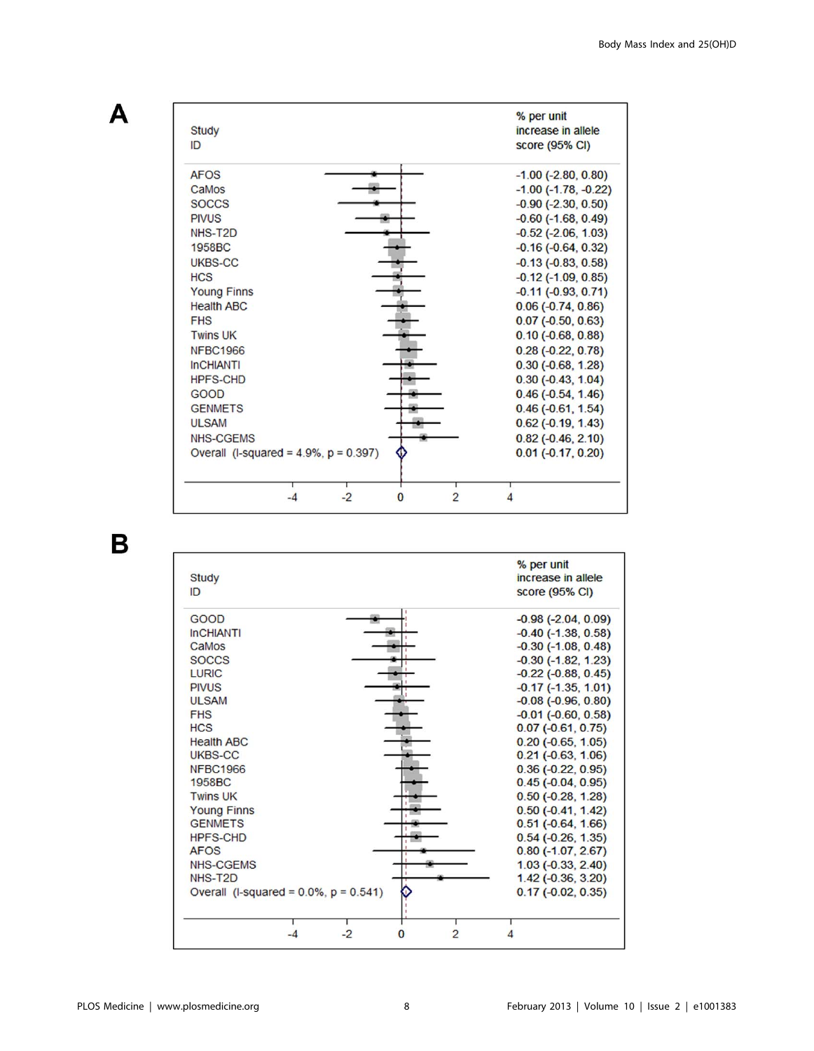**A**

| Study ID | % per unit increase in allele score (95% CI) |
| --- | --- |
| AFOS | -1.00 (-2.80, 0.80) |
| CaMos | -1.00 (-1.78, -0.22) |
| SOCCS | -0.90 (-2.30, 0.50) |
| PIVUS | -0.60 (-1.68, 0.49) |
| NHS-T2D | -0.52 (-2.06, 1.03) |
| 1958BC | -0.16 (-0.64, 0.32) |
| UKBS-CC | -0.13 (-0.83, 0.58) |
| HCS | -0.12 (-1.09, 0.85) |
| Young Finns | -0.11 (-0.93, 0.71) |
| Health ABC | 0.06 (-0.74, 0.86) |
| FHS | 0.07 (-0.50, 0.63) |
| Twins UK | 0.10 (-0.68, 0.88) |
| NFBC1966 | 0.28 (-0.22, 0.78) |
| InCHIANTI | 0.30 (-0.68, 1.28) |
| HPFS-CHD | 0.30 (-0.43, 1.04) |
| GOOD | 0.46 (-0.54, 1.46) |
| GENMETS | 0.46 (-0.61, 1.54) |
| ULSAM | 0.62 (-0.19, 1.43) |
| NHS-CGEMS | 0.82 (-0.46, 2.10) |
| Overall (I-squared = 4.9%, p = 0.397) | 0.01 (-0.17, 0.20) |

**B**

| Study ID | % per unit increase in allele score (95% CI) |
| --- | --- |
| GOOD | -0.98 (-2.04, 0.09) |
| InCHIANTI | -0.40 (-1.38, 0.58) |
| CaMos | -0.30 (-1.08, 0.48) |
| SOCCS | -0.30 (-1.82, 1.23) |
| LURIC | -0.22 (-0.88, 0.45) |
| PIVUS | -0.17 (-1.35, 1.01) |
| ULSAM | -0.08 (-0.96, 0.80) |
| FHS | -0.01 (-0.60, 0.58) |
| HCS | 0.07 (-0.61, 0.75) |
| Health ABC | 0.20 (-0.65, 1.05) |
| UKBS-CC | 0.21 (-0.63, 1.06) |
| NFBC1966 | 0.36 (-0.22, 0.95) |
| 1958BC | 0.45 (-0.04, 0.95) |
| Twins UK | 0.50 (-0.28, 1.28) |
| Young Finns | 0.50 (-0.41, 1.42) |
| GENMETS | 0.51 (-0.64, 1.66) |
| HPFS-CHD | 0.54 (-0.26, 1.35) |
| AFOS | 0.80 (-1.07, 2.67) |
| NHS-CGEMS | 1.03 (-0.33, 2.40) |
| NHS-T2D | 1.42 (-0.36, 3.20) |
| Overall (I-squared = 0.0%, p = 0.541) | 0.17 (-0.02, 0.35) |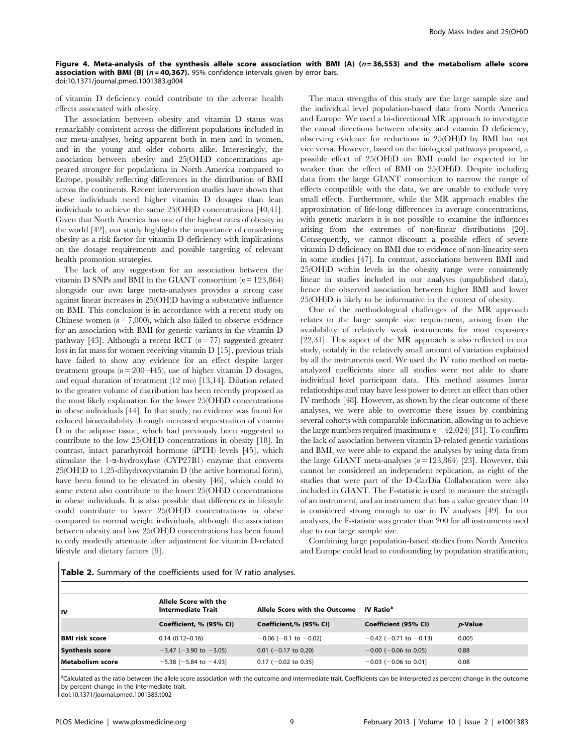**Figure 4. Meta-analysis of the synthesis allele score association with BMI (A) ($n = 36,553$) and the metabolism allele score association with BMI (B) ($n = 40,367$).** 95% confidence intervals given by error bars.
doi:10.1371/journal.pmed.1001383.g004

of vitamin D deficiency could contribute to the adverse health effects associated with obesity.

The association between obesity and vitamin D status was remarkably consistent across the different populations included in our meta-analyses, being apparent both in men and in women, and in the young and older cohorts alike. Interestingly, the association between obesity and 25(OH)D concentrations appeared stronger for populations in North America compared to Europe, possibly reflecting differences in the distribution of BMI across the continents. Recent intervention studies have shown that obese individuals need higher vitamin D dosages than lean individuals to achieve the same 25(OH)D concentrations [40,41]. Given that North America has one of the highest rates of obesity in the world [42], our study highlights the importance of considering obesity as a risk factor for vitamin D deficiency with implications on the dosage requirements and possible targeting of relevant health promotion strategies.

The lack of any suggestion for an association between the vitamin D SNPs and BMI in the GIANT consortium ($n = 123,864$) alongside our own large meta-analyses provides a strong case against linear increases in 25(OH)D having a substantive influence on BMI. This conclusion is in accordance with a recent study on Chinese women ($n = 7,000$), which also failed to observe evidence for an association with BMI for genetic variants in the vitamin D pathway [43]. Although a recent RCT ($n = 77$) suggested greater loss in fat mass for women receiving vitamin D [15], previous trials have failed to show any evidence for an effect despite larger treatment groups ($n = 200$–445), use of higher vitamin D dosages, and equal duration of treatment (12 mo) [13,14]. Dilution related to the greater volume of distribution has been recently proposed as the most likely explanation for the lower 25(OH)D concentrations in obese individuals [44]. In that study, no evidence was found for reduced bioavailability through increased sequestration of vitamin D in the adipose tissue, which had previously been suggested to contribute to the low 25(OH)D concentrations in obesity [18]. In contrast, intact parathyroid hormone (iPTH) levels [45], which stimulate the 1-α-hydroxylase (CYP27B1) enzyme that converts 25(OH)D to 1,25-dihydroxyvitamin D (the active hormonal form), have been found to be elevated in obesity [46], which could to some extent also contribute to the lower 25(OH)D concentrations in obese individuals. It is also possible that differences in lifestyle could contribute to lower 25(OH)D concentrations in obese compared to normal weight individuals, although the association between obesity and low 25(OH)D concentrations has been found to only modestly attenuate after adjustment for vitamin D-related lifestyle and dietary factors [9].

The main strengths of this study are the large sample size and the individual level population-based data from North America and Europe. We used a bi-directional MR approach to investigate the causal directions between obesity and vitamin D deficiency, observing evidence for reductions in 25(OH)D by BMI but not vice versa. However, based on the biological pathways proposed, a possible effect of 25(OH)D on BMI could be expected to be weaker than the effect of BMI on 25(OH)D. Despite including data from the large GIANT consortium to narrow the range of effects compatible with the data, we are unable to exclude very small effects. Furthermore, while the MR approach enables the approximation of life-long differences in average concentrations, with genetic markers it is not possible to examine the influences arising from the extremes of non-linear distributions [20]. Consequently, we cannot discount a possible effect of severe vitamin D deficiency on BMI due to evidence of non-linearity seen in some studies [47]. In contrast, associations between BMI and 25(OH)D within levels in the obesity range were consistently linear in studies included in our analyses (unpublished data), hence the observed association between higher BMI and lower 25(OH)D is likely to be informative in the context of obesity.

One of the methodological challenges of the MR approach relates to the large sample size requirement, arising from the availability of relatively weak instruments for most exposures [22,31]. This aspect of the MR approach is also reflected in our study, notably in the relatively small amount of variation explained by all the instruments used. We used the IV ratio method on meta-analyzed coefficients since all studies were not able to share individual level participant data. This method assumes linear relationships and may have less power to detect an effect than other IV methods [48]. However, as shown by the clear outcome of these analyses, we were able to overcome these issues by combining several cohorts with comparable information, allowing us to achieve the large numbers required (maximum $n = 42,024$) [31]. To confirm the lack of association between vitamin D-related genetic variations and BMI, we were able to expand the analyses by using data from the large GIANT meta-analyses ($n = 123,864$) [23]. However, this cannot be considered an independent replication, as eight of the studies that were part of the D-CarDia Collaboration were also included in GIANT. The F-statistic is used to measure the strength of an instrument, and an instrument that has a value greater than 10 is considered strong enough to use in IV analyses [49]. In our analyses, the F-statistic was greater than 200 for all instruments used due to our large sample size.

Combining large population-based studies from North America and Europe could lead to confounding by population stratification;

**Table 2.** Summary of the coefficients used for IV ratio analyses.

| IV | Allele Score with the Intermediate Trait | Allele Score with the Outcome | IV Ratio[a] | |
|---|---|---|---|---|
| | Coefficient, % (95% CI) | Coefficient,% (95% CI) | Coefficient (95% CI) | *p*-Value |
| **BMI risk score** | 0.14 (0.12–0.16) | −0.06 (−0.1 to −0.02) | −0.42 (−0.71 to −0.13) | 0.005 |
| **Synthesis score** | −3.47 (−3.90 to −3.05) | 0.01 (−0.17 to 0.20) | −0.00 (−0.06 to 0.05) | 0.88 |
| **Metabolism score** | −5.38 (−5.84 to −4.93) | 0.17 (−0.02 to 0.35) | −0.03 (−0.06 to 0.01) | 0.08 |

[a]Calculated as the ratio between the allele score association with the outcome and intermediate trait. Coefficients can be interpreted as percent change in the outcome by percent change in the intermediate trait.
doi:10.1371/journal.pmed.1001383.t002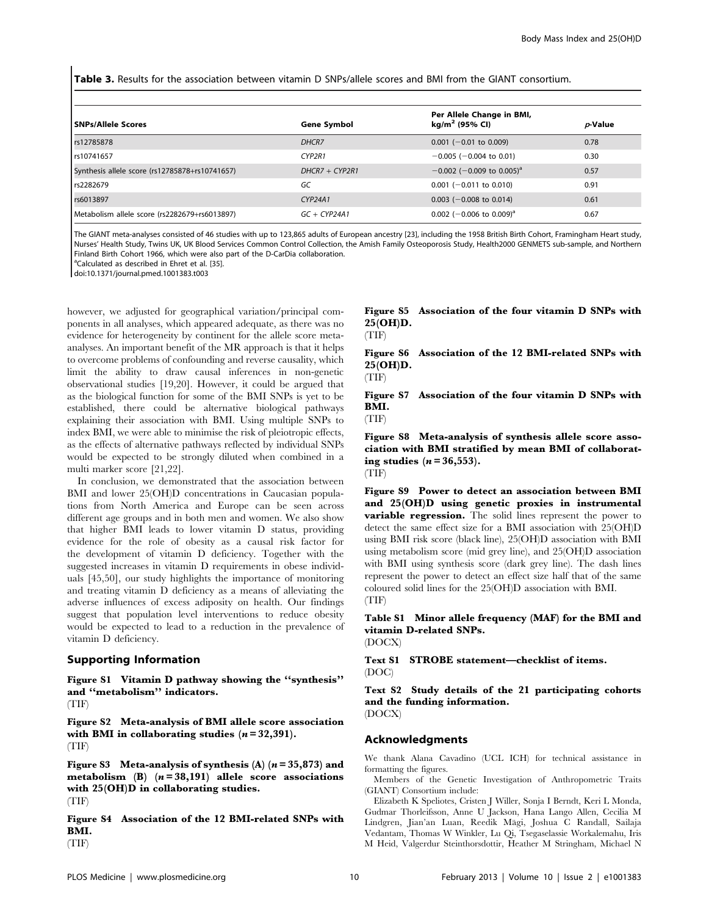**Table 3.** Results for the association between vitamin D SNPs/allele scores and BMI from the GIANT consortium.

| SNPs/Allele Scores | Gene Symbol | Per Allele Change in BMI, kg/m$^2$ (95% CI) | *p*-Value |
|---|---|---|---|
| rs12785878 | *DHCR7* | 0.001 (−0.01 to 0.009) | 0.78 |
| rs10741657 | *CYP2R1* | −0.005 (−0.004 to 0.01) | 0.30 |
| Synthesis allele score (rs12785878+rs10741657) | *DHCR7 + CYP2R1* | −0.002 (−0.009 to 0.005)[a] | 0.57 |
| rs2282679 | *GC* | 0.001 (−0.011 to 0.010) | 0.91 |
| rs6013897 | *CYP24A1* | 0.003 (−0.008 to 0.014) | 0.61 |
| Metabolism allele score (rs2282679+rs6013897) | *GC + CYP24A1* | 0.002 (−0.006 to 0.009)[a] | 0.67 |

The GIANT meta-analyses consisted of 46 studies with up to 123,865 adults of European ancestry [23], including the 1958 British Birth Cohort, Framingham Heart study, Nurses' Health Study, Twins UK, UK Blood Services Common Control Collection, the Amish Family Osteoporosis Study, Health2000 GENMETS sub-sample, and Northern Finland Birth Cohort 1966, which were also part of the D-CarDia collaboration.
[a]Calculated as described in Ehret et al. [35].
doi:10.1371/journal.pmed.1001383.t003

however, we adjusted for geographical variation/principal components in all analyses, which appeared adequate, as there was no evidence for heterogeneity by continent for the allele score meta-analyses. An important benefit of the MR approach is that it helps to overcome problems of confounding and reverse causality, which limit the ability to draw causal inferences in non-genetic observational studies [19,20]. However, it could be argued that as the biological function for some of the BMI SNPs is yet to be established, there could be alternative biological pathways explaining their association with BMI. Using multiple SNPs to index BMI, we were able to minimise the risk of pleiotropic effects, as the effects of alternative pathways reflected by individual SNPs would be expected to be strongly diluted when combined in a multi marker score [21,22].

In conclusion, we demonstrated that the association between BMI and lower 25(OH)D concentrations in Caucasian populations from North America and Europe can be seen across different age groups and in both men and women. We also show that higher BMI leads to lower vitamin D status, providing evidence for the role of obesity as a causal risk factor for the development of vitamin D deficiency. Together with the suggested increases in vitamin D requirements in obese individuals [45,50], our study highlights the importance of monitoring and treating vitamin D deficiency as a means of alleviating the adverse influences of excess adiposity on health. Our findings suggest that population level interventions to reduce obesity would be expected to lead to a reduction in the prevalence of vitamin D deficiency.

## Supporting Information

**Figure S1 Vitamin D pathway showing the ''synthesis'' and ''metabolism'' indicators.**
(TIF)

**Figure S2 Meta-analysis of BMI allele score association with BMI in collaborating studies ($n = 32,391$).**
(TIF)

**Figure S3 Meta-analysis of synthesis (A) ($n = 35,873$) and metabolism (B) ($n = 38,191$) allele score associations with 25(OH)D in collaborating studies.**
(TIF)

**Figure S4 Association of the 12 BMI-related SNPs with BMI.**
(TIF)

**Figure S5 Association of the four vitamin D SNPs with 25(OH)D.**
(TIF)

**Figure S6 Association of the 12 BMI-related SNPs with 25(OH)D.**
(TIF)

**Figure S7 Association of the four vitamin D SNPs with BMI.**
(TIF)

**Figure S8 Meta-analysis of synthesis allele score association with BMI stratified by mean BMI of collaborating studies ($n = 36,553$).**
(TIF)

**Figure S9 Power to detect an association between BMI and 25(OH)D using genetic proxies in instrumental variable regression.** The solid lines represent the power to detect the same effect size for a BMI association with 25(OH)D using BMI risk score (black line), 25(OH)D association with BMI using metabolism score (mid grey line), and 25(OH)D association with BMI using synthesis score (dark grey line). The dash lines represent the power to detect an effect size half that of the same coloured solid lines for the 25(OH)D association with BMI.
(TIF)

**Table S1 Minor allele frequency (MAF) for the BMI and vitamin D-related SNPs.**
(DOCX)

**Text S1 STROBE statement—checklist of items.**
(DOC)

**Text S2 Study details of the 21 participating cohorts and the funding information.**
(DOCX)

## Acknowledgments

We thank Alana Cavadino (UCL ICH) for technical assistance in formatting the figures.

Members of the Genetic Investigation of Anthropometric Traits (GIANT) Consortium include:

Elizabeth K Speliotes, Cristen J Willer, Sonja I Berndt, Keri L Monda, Gudmar Thorleifsson, Anne U Jackson, Hana Lango Allen, Cecilia M Lindgren, Jian'an Luan, Reedik Mägi, Joshua C Randall, Sailaja Vedantam, Thomas W Winkler, Lu Qi, Tsegaselassie Workalemahu, Iris M Heid, Valgerdur Steinthorsdottir, Heather M Stringham, Michael N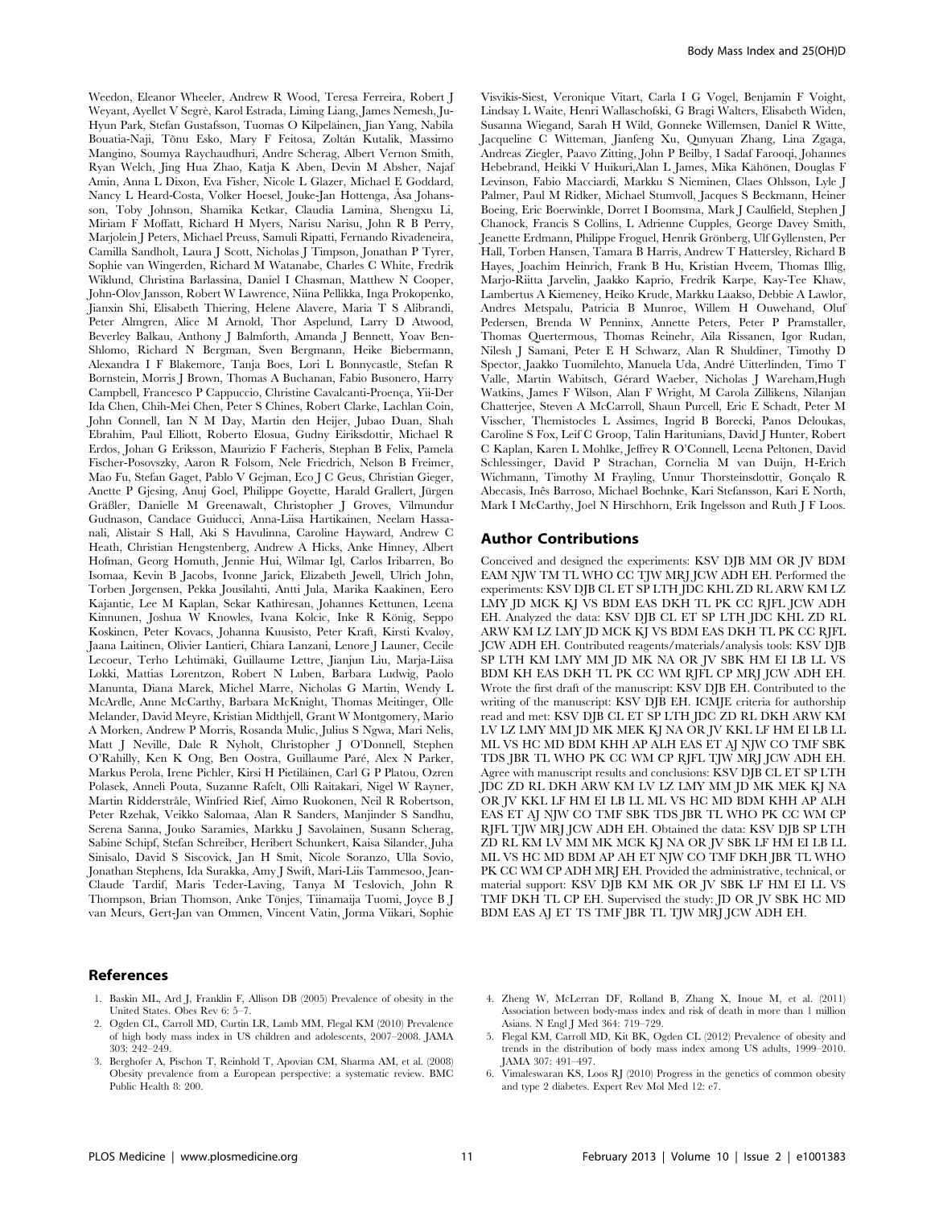Weedon, Eleanor Wheeler, Andrew R Wood, Teresa Ferreira, Robert J Weyant, Ayellet V Segrè, Karol Estrada, Liming Liang, James Nemesh, Ju-Hyun Park, Stefan Gustafsson, Tuomas O Kilpeläinen, Jian Yang, Nabila Bouatia-Naji, Tõnu Esko, Mary F Feitosa, Zoltán Kutalik, Massimo Mangino, Soumya Raychaudhuri, Andre Scherag, Albert Vernon Smith, Ryan Welch, Jing Hua Zhao, Katja K Aben, Devin M Absher, Najaf Amin, Anna L Dixon, Eva Fisher, Nicole L Glazer, Michael E Goddard, Nancy L Heard-Costa, Volker Hoesel, Jouke-Jan Hottenga, Åsa Johansson, Toby Johnson, Shamika Ketkar, Claudia Lamina, Shengxu Li, Miriam F Moffatt, Richard H Myers, Narisu Narisu, John R B Perry, Marjolein J Peters, Michael Preuss, Samuli Ripatti, Fernando Rivadeneira, Camilla Sandholt, Laura J Scott, Nicholas J Timpson, Jonathan P Tyrer, Sophie van Wingerden, Richard M Watanabe, Charles C White, Fredrik Wiklund, Christina Barlassina, Daniel I Chasman, Matthew N Cooper, John-Olov Jansson, Robert W Lawrence, Niina Pellikka, Inga Prokopenko, Jianxin Shi, Elisabeth Thiering, Helene Alavere, Maria T S Alibrandi, Peter Almgren, Alice M Arnold, Thor Aspelund, Larry D Atwood, Beverley Balkau, Anthony J Balmforth, Amanda J Bennett, Yoav Ben-Shlomo, Richard N Bergman, Sven Bergmann, Heike Biebermann, Alexandra I F Blakemore, Tanja Boes, Lori L Bonnycastle, Stefan R Bornstein, Morris J Brown, Thomas A Buchanan, Fabio Busonero, Harry Campbell, Francesco P Cappuccio, Christine Cavalcanti-Proença, Yii-Der Ida Chen, Chih-Mei Chen, Peter S Chines, Robert Clarke, Lachlan Coin, John Connell, Ian N M Day, Martin den Heijer, Jubao Duan, Shah Ebrahim, Paul Elliott, Roberto Elosua, Gudny Eiriksdottir, Michael R Erdos, Johan G Eriksson, Maurizio F Facheris, Stephan B Felix, Pamela Fischer-Posovszky, Aaron R Folsom, Nele Friedrich, Nelson B Freimer, Mao Fu, Stefan Gaget, Pablo V Gejman, Eco J C Geus, Christian Gieger, Anette P Gjesing, Anuj Goel, Philippe Goyette, Harald Grallert, Jürgen Gräßler, Danielle M Greenawalt, Christopher J Groves, Vilmundur Gudnason, Candace Guiducci, Anna-Liisa Hartikainen, Neelam Hassanali, Alistair S Hall, Aki S Havulinna, Caroline Hayward, Andrew C Heath, Christian Hengstenberg, Andrew A Hicks, Anke Hinney, Albert Hofman, Georg Homuth, Jennie Hui, Wilmar Igl, Carlos Iribarren, Bo Isomaa, Kevin B Jacobs, Ivonne Jarick, Elizabeth Jewell, Ulrich John, Torben Jørgensen, Pekka Jousilahti, Antti Jula, Marika Kaakinen, Eero Kajantie, Lee M Kaplan, Sekar Kathiresan, Johannes Kettunen, Leena Kinnunen, Joshua W Knowles, Ivana Kolcic, Inke R König, Seppo Koskinen, Peter Kovacs, Johanna Kuusisto, Peter Kraft, Kirsti Kvaløy, Jaana Laitinen, Olivier Lantieri, Chiara Lanzani, Lenore J Launer, Cecile Lecoeur, Terho Lehtimäki, Guillaume Lettre, Jianjun Liu, Marja-Liisa Lokki, Mattias Lorentzon, Robert N Luben, Barbara Ludwig, Paolo Manunta, Diana Marek, Michel Marre, Nicholas G Martin, Wendy L McArdle, Anne McCarthy, Barbara McKnight, Thomas Meitinger, Olle Melander, David Meyre, Kristian Midthjell, Grant W Montgomery, Mario A Morken, Andrew P Morris, Rosanda Mulic, Julius S Ngwa, Mari Nelis, Matt J Neville, Dale R Nyholt, Christopher J O'Donnell, Stephen O'Rahilly, Ken K Ong, Ben Oostra, Guillaume Paré, Alex N Parker, Markus Perola, Irene Pichler, Kirsi H Pietiläinen, Carl G P Platou, Ozren Polasek, Anneli Pouta, Suzanne Rafelt, Olli Raitakari, Nigel W Rayner, Martin Ridderstråle, Winfried Rief, Aimo Ruokonen, Neil R Robertson, Peter Rzehak, Veikko Salomaa, Alan R Sanders, Manjinder S Sandhu, Serena Sanna, Jouko Saramies, Markku J Savolainen, Susann Scherag, Sabine Schipf, Stefan Schreiber, Heribert Schunkert, Kaisa Silander, Juha Sinisalo, David S Siscovick, Jan H Smit, Nicole Soranzo, Ulla Sovio, Jonathan Stephens, Ida Surakka, Amy J Swift, Mari-Liis Tammesoo, Jean-Claude Tardif, Maris Teder-Laving, Tanya M Teslovich, John R Thompson, Brian Thomson, Anke Tönjes, Tiinamaija Tuomi, Joyce B J van Meurs, Gert-Jan van Ommen, Vincent Vatin, Jorma Viikari, Sophie Visvikis-Siest, Veronique Vitart, Carla I G Vogel, Benjamin F Voight, Lindsay L Waite, Henri Wallaschofski, G Bragi Walters, Elisabeth Widen, Susanna Wiegand, Sarah H Wild, Gonneke Willemsen, Daniel R Witte, Jacqueline C Witteman, Jianfeng Xu, Qunyuan Zhang, Lina Zgaga, Andreas Ziegler, Paavo Zitting, John P Beilby, I Sadaf Farooqi, Johannes Hebebrand, Heikki V Huikuri,Alan L James, Mika Kähönen, Douglas F Levinson, Fabio Macciardi, Markku S Nieminen, Claes Ohlsson, Lyle J Palmer, Paul M Ridker, Michael Stumvoll, Jacques S Beckmann, Heiner Boeing, Eric Boerwinkle, Dorret I Boomsma, Mark J Caulfield, Stephen J Chanock, Francis S Collins, L Adrienne Cupples, George Davey Smith, Jeanette Erdmann, Philippe Froguel, Henrik Grönberg, Ulf Gyllensten, Per Hall, Torben Hansen, Tamara B Harris, Andrew T Hattersley, Richard B Hayes, Joachim Heinrich, Frank B Hu, Kristian Hveem, Thomas Illig, Marjo-Riitta Jarvelin, Jaakko Kaprio, Fredrik Karpe, Kay-Tee Khaw, Lambertus A Kiemeney, Heiko Krude, Markku Laakso, Debbie A Lawlor, Andres Metspalu, Patricia B Munroe, Willem H Ouwehand, Oluf Pedersen, Brenda W Penninx, Annette Peters, Peter P Pramstaller, Thomas Quertermous, Thomas Reinehr, Aila Rissanen, Igor Rudan, Nilesh J Samani, Peter E H Schwarz, Alan R Shuldiner, Timothy D Spector, Jaakko Tuomilehto, Manuela Uda, André Uitterlinden, Timo T Valle, Martin Wabitsch, Gérard Waeber, Nicholas J Wareham,Hugh Watkins, James F Wilson, Alan F Wright, M Carola Zillikens, Nilanjan Chatterjee, Steven A McCarroll, Shaun Purcell, Eric E Schadt, Peter M Visscher, Themistocles L Assimes, Ingrid B Borecki, Panos Deloukas, Caroline S Fox, Leif C Groop, Talin Haritunians, David J Hunter, Robert C Kaplan, Karen L Mohlke, Jeffrey R O'Connell, Leena Peltonen, David Schlessinger, David P Strachan, Cornelia M van Duijn, H-Erich Wichmann, Timothy M Frayling, Unnur Thorsteinsdottir, Gonçalo R Abecasis, Inês Barroso, Michael Boehnke, Kari Stefansson, Kari E North, Mark I McCarthy, Joel N Hirschhorn, Erik Ingelsson and Ruth J F Loos.

## Author Contributions

Conceived and designed the experiments: KSV DJB MM OR JV BDM EAM NJW TM TL WHO CC TJW MRJ JCW ADH EH. Performed the experiments: KSV DJB CL ET SP LTH JDC KHL ZD RL ARW KM LZ LMY JD MCK KJ VS BDM EAS DKH TL PK CC RJFL JCW ADH EH. Analyzed the data: KSV DJB CL ET SP LTH JDC KHL ZD RL ARW KM LZ LMY JD MCK KJ VS BDM EAS DKH TL PK CC RJFL JCW ADH EH. Contributed reagents/materials/analysis tools: KSV DJB SP LTH KM LMY MM JD MK NA OR JV SBK HM EI LB LL VS BDM KH EAS DKH TL PK CC WM RJFL CP MRJ JCW ADH EH. Wrote the first draft of the manuscript: KSV DJB EH. Contributed to the writing of the manuscript: KSV DJB EH. ICMJE criteria for authorship read and met: KSV DJB CL ET SP LTH JDC ZD RL DKH ARW KM LV LZ LMY MM JD MK MEK KJ NA OR JV KKL LF HM EI LB LL ML VS HC MD BDM KHH AP ALH EAS ET AJ NJW CO TMF SBK TDS JBR TL WHO PK CC WM CP RJFL TJW MRJ JCW ADH EH. Agree with manuscript results and conclusions: KSV DJB CL ET SP LTH JDC ZD RL DKH ARW KM LV LZ LMY MM JD MK MEK KJ NA OR JV KKL LF HM EI LB LL ML VS HC MD BDM KHH AP ALH EAS ET AJ NJW CO TMF SBK TDS JBR TL WHO PK CC WM CP RJFL TJW MRJ JCW ADH EH. Obtained the data: KSV DJB SP LTH ZD RL KM LV MM MK MCK KJ NA OR JV SBK LF HM EI LB LL ML VS HC MD BDM AP AH ET NJW CO TMF DKH JBR TL WHO PK CC WM CP ADH MRJ EH. Provided the administrative, technical, or material support: KSV DJB KM MK OR JV SBK LF HM EI LL VS TMF DKH TL CP EH. Supervised the study: JD OR JV SBK HC MD BDM EAS AJ ET TS TMF JBR TL TJW MRJ JCW ADH EH.

## References

1. Baskin ML, Ard J, Franklin F, Allison DB (2005) Prevalence of obesity in the United States. Obes Rev 6: 5–7.
2. Ogden CL, Carroll MD, Curtin LR, Lamb MM, Flegal KM (2010) Prevalence of high body mass index in US children and adolescents, 2007–2008. JAMA 303: 242–249.
3. Berghofer A, Pischon T, Reinhold T, Apovian CM, Sharma AM, et al. (2008) Obesity prevalence from a European perspective: a systematic review. BMC Public Health 8: 200.
4. Zheng W, McLerran DF, Rolland B, Zhang X, Inoue M, et al. (2011) Association between body-mass index and risk of death in more than 1 million Asians. N Engl J Med 364: 719–729.
5. Flegal KM, Carroll MD, Kit BK, Ogden CL (2012) Prevalence of obesity and trends in the distribution of body mass index among US adults, 1999–2010. JAMA 307: 491–497.
6. Vimaleswaran KS, Loos RJ (2010) Progress in the genetics of common obesity and type 2 diabetes. Expert Rev Mol Med 12: e7.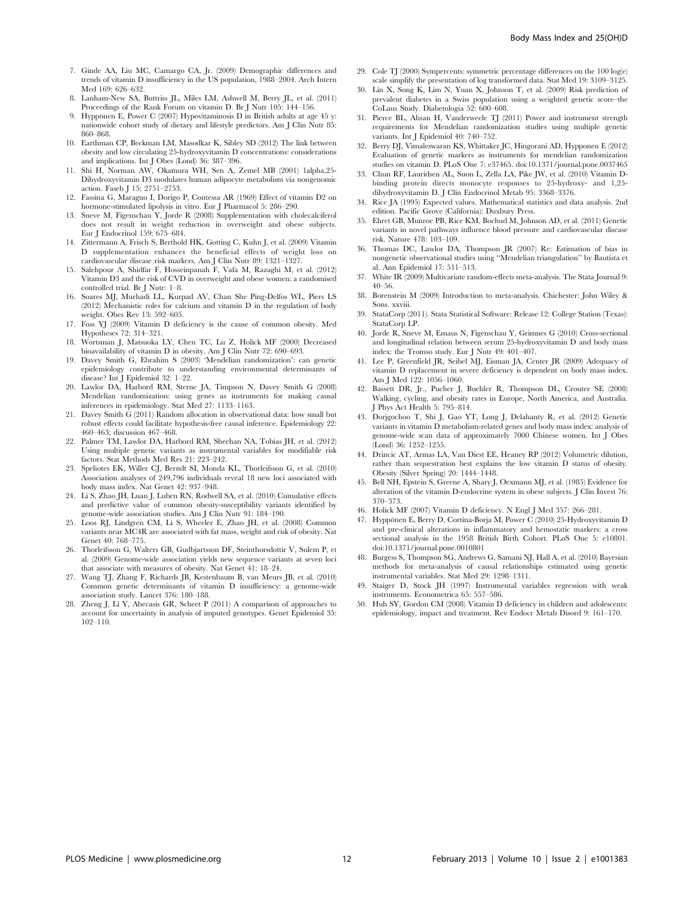7. Ginde AA, Liu MC, Camargo CA, Jr. (2009) Demographic differences and trends of vitamin D insufficiency in the US population, 1988–2004. Arch Intern Med 169: 626–632.
8. Lanham-New SA, Buttriss JL, Miles LM, Ashwell M, Berry JL, et al. (2011) Proceedings of the Rank Forum on vitamin D. Br J Nutr 105: 144–156.
9. Hyppönen E, Power C (2007) Hypovitaminosis D in British adults at age 45 y: nationwide cohort study of dietary and lifestyle predictors. Am J Clin Nutr 85: 860–868.
10. Earthman CP, Beckman LM, Masodkar K, Sibley SD (2012) The link between obesity and low circulating 25-hydroxyvitamin D concentrations: considerations and implications. Int J Obes (Lond) 36: 387–396.
11. Shi H, Norman AW, Okamura WH, Sen A, Zemel MB (2001) 1alpha,25-Dihydroxyvitamin D3 modulates human adipocyte metabolism via nongenomic action. Faseb J 15: 2751–2753.
12. Fassina G, Maragno I, Dorigo P, Contessa AR (1969) Effect of vitamin D2 on hormone-stimulated lipolysis in vitro. Eur J Pharmacol 5: 286–290.
13. Sneve M, Figenschau Y, Jorde R (2008) Supplementation with cholecalciferol does not result in weight reduction in overweight and obese subjects. Eur J Endocrinol 159: 675–684.
14. Zittermann A, Frisch S, Berthold HK, Gotting C, Kuhn J, et al. (2009) Vitamin D supplementation enhances the beneficial effects of weight loss on cardiovascular disease risk markers. Am J Clin Nutr 89: 1321–1327.
15. Salehpour A, Shidfar F, Hosseinpanah F, Vafa M, Razaghi M, et al. (2012) Vitamin D3 and the risk of CVD in overweight and obese women: a randomised controlled trial. Br J Nutr: 1–8.
16. Soares MJ, Murhadi LL, Kurpad AV, Chan She Ping-Delfos WL, Piers LS (2012) Mechanistic roles for calcium and vitamin D in the regulation of body weight. Obes Rev 13: 592–605.
17. Foss YJ (2009) Vitamin D deficiency is the cause of common obesity. Med Hypotheses 72: 314–321.
18. Wortsman J, Matsuoka LY, Chen TC, Lu Z, Holick MF (2000) Decreased bioavailability of vitamin D in obesity. Am J Clin Nutr 72: 690–693.
19. Davey Smith G, Ebrahim S (2003) 'Mendelian randomization': can genetic epidemiology contribute to understanding environmental determinants of disease? Int J Epidemiol 32: 1–22.
20. Lawlor DA, Harbord RM, Sterne JA, Timpson N, Davey Smith G (2008) Mendelian randomization: using genes as instruments for making causal inferences in epidemiology. Stat Med 27: 1133–1163.
21. Davey Smith G (2011) Random allocation in observational data: how small but robust effects could facilitate hypothesis-free causal inference. Epidemiology 22: 460–463; discussion 467–468.
22. Palmer TM, Lawlor DA, Harbord RM, Sheehan NA, Tobias JH, et al. (2012) Using multiple genetic variants as instrumental variables for modifiable risk factors. Stat Methods Med Res 21: 223–242.
23. Speliotes EK, Willer CJ, Berndt SI, Monda KL, Thorleifsson G, et al. (2010) Association analyses of 249,796 individuals reveal 18 new loci associated with body mass index. Nat Genet 42: 937–948.
24. Li S, Zhao JH, Luan J, Luben RN, Rodwell SA, et al. (2010) Cumulative effects and predictive value of common obesity-susceptibility variants identified by genome-wide association studies. Am J Clin Nutr 91: 184–190.
25. Loos RJ, Lindgren CM, Li S, Wheeler E, Zhao JH, et al. (2008) Common variants near MC4R are associated with fat mass, weight and risk of obesity. Nat Genet 40: 768–775.
26. Thorleifsson G, Walters GB, Gudbjartsson DF, Steinthorsdottir V, Sulem P, et al. (2009) Genome-wide association yields new sequence variants at seven loci that associate with measures of obesity. Nat Genet 41: 18–24.
27. Wang TJ, Zhang F, Richards JB, Kestenbaum B, van Meurs JB, et al. (2010) Common genetic determinants of vitamin D insufficiency: a genome-wide association study. Lancet 376: 180–188.
28. Zheng J, Li Y, Abecasis GR, Scheet P (2011) A comparison of approaches to account for uncertainty in analysis of imputed genotypes. Genet Epidemiol 35: 102–110.
29. Cole TJ (2000) Sympercents: symmetric percentage differences on the 100 log(e) scale simplify the presentation of log transformed data. Stat Med 19: 3109–3125.
30. Lin X, Song K, Lim N, Yuan X, Johnson T, et al. (2009) Risk prediction of prevalent diabetes in a Swiss population using a weighted genetic score–the CoLaus Study. Diabetologia 52: 600–608.
31. Pierce BL, Ahsan H, Vanderweele TJ (2011) Power and instrument strength requirements for Mendelian randomization studies using multiple genetic variants. Int J Epidemiol 40: 740–752.
32. Berry DJ, Vimaleswaran KS, Whittaker JC, Hingorani AD, Hypponen E (2012) Evaluation of genetic markers as instruments for mendelian randomization studies on vitamin D. PLoS One 7: e37465. doi:10.1371/journal.pone.0037465
33. Chun RF, Lauridsen AL, Suon L, Zella LA, Pike JW, et al. (2010) Vitamin D-binding protein directs monocyte responses to 25-hydroxy- and 1,25-dihydroxyvitamin D. J Clin Endocrinol Metab 95: 3368–3376.
34. Rice JA (1995) Expected values. Mathematical statistics and data analysis. 2nd edition. Pacific Grove (California): Duxbury Press.
35. Ehret GB, Munroe PB, Rice KM, Bochud M, Johnson AD, et al. (2011) Genetic variants in novel pathways influence blood pressure and cardiovascular disease risk. Nature 478: 103–109.
36. Thomas DC, Lawlor DA, Thompson JR (2007) Re: Estimation of bias in nongenetic observational studies using "Mendelian triangulation" by Bautista et al. Ann Epidemiol 17: 511–513.
37. White IR (2009) Multivariate random-effects meta-analysis. The Stata Journal 9: 40–56.
38. Borenstein M (2009) Introduction to meta-analysis. Chichester: John Wiley & Sons. xxviii.
39. StataCorp (2011). Stata Statistical Software: Release 12: College Station (Texas): StataCorp LP.
40. Jorde R, Sneve M, Emaus N, Figenschau Y, Grimnes G (2010) Cross-sectional and longitudinal relation between serum 25-hydroxyvitamin D and body mass index: the Tromso study. Eur J Nutr 49: 401–407.
41. Lee P, Greenfield JR, Seibel MJ, Eisman JA, Center JR (2009) Adequacy of vitamin D replacement in severe deficiency is dependent on body mass index. Am J Med 122: 1056–1060.
42. Bassett DR, Jr., Pucher J, Buehler R, Thompson DL, Crouter SE (2008) Walking, cycling, and obesity rates in Europe, North America, and Australia. J Phys Act Health 5: 795–814.
43. Dorjgochoo T, Shi J, Gao YT, Long J, Delahanty R, et al. (2012) Genetic variants in vitamin D metabolism-related genes and body mass index: analysis of genome-wide scan data of approximately 7000 Chinese women. Int J Obes (Lond) 36: 1252–1255.
44. Drincic AT, Armas LA, Van Diest EE, Heaney RP (2012) Volumetric dilution, rather than sequestration best explains the low vitamin D status of obesity. Obesity (Silver Spring) 20: 1444–1448.
45. Bell NH, Epstein S, Greene A, Shary J, Oexmann MJ, et al. (1985) Evidence for alteration of the vitamin D-endocrine system in obese subjects. J Clin Invest 76: 370–373.
46. Holick MF (2007) Vitamin D deficiency. N Engl J Med 357: 266–281.
47. Hyppönen E, Berry D, Cortina-Borja M, Power C (2010) 25-Hydroxyvitamin D and pre-clinical alterations in inflammatory and hemostatic markers: a cross sectional analysis in the 1958 British Birth Cohort. PLoS One 5: e10801. doi:10.1371/journal.pone.0010801
48. Burgess S, Thompson SG, Andrews G, Samani NJ, Hall A, et al. (2010) Bayesian methods for meta-analysis of causal relationships estimated using genetic instrumental variables. Stat Med 29: 1298–1311.
49. Staiger D, Stock JH (1997) Instrumental variables regression with weak instruments. Econometrica 65: 557–586.
50. Huh SY, Gordon CM (2008) Vitamin D deficiency in children and adolescents: epidemiology, impact and treatment. Rev Endocr Metab Disord 9: 161–170.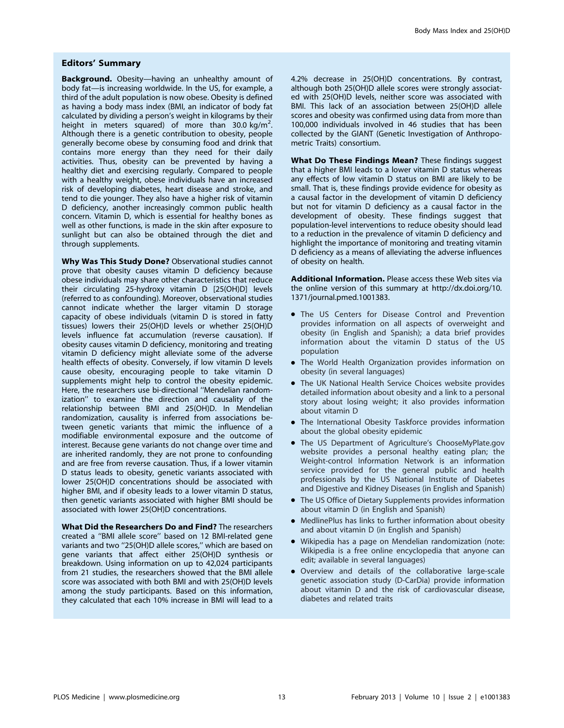## Editors' Summary

**Background.** Obesity—having an unhealthy amount of body fat—is increasing worldwide. In the US, for example, a third of the adult population is now obese. Obesity is defined as having a body mass index (BMI, an indicator of body fat calculated by dividing a person's weight in kilograms by their height in meters squared) of more than 30.0 kg/$m^2$. Although there is a genetic contribution to obesity, people generally become obese by consuming food and drink that contains more energy than they need for their daily activities. Thus, obesity can be prevented by having a healthy diet and exercising regularly. Compared to people with a healthy weight, obese individuals have an increased risk of developing diabetes, heart disease and stroke, and tend to die younger. They also have a higher risk of vitamin D deficiency, another increasingly common public health concern. Vitamin D, which is essential for healthy bones as well as other functions, is made in the skin after exposure to sunlight but can also be obtained through the diet and through supplements.

**Why Was This Study Done?** Observational studies cannot prove that obesity causes vitamin D deficiency because obese individuals may share other characteristics that reduce their circulating 25-hydroxy vitamin D [25(OH)D] levels (referred to as confounding). Moreover, observational studies cannot indicate whether the larger vitamin D storage capacity of obese individuals (vitamin D is stored in fatty tissues) lowers their 25(OH)D levels or whether 25(OH)D levels influence fat accumulation (reverse causation). If obesity causes vitamin D deficiency, monitoring and treating vitamin D deficiency might alleviate some of the adverse health effects of obesity. Conversely, if low vitamin D levels cause obesity, encouraging people to take vitamin D supplements might help to control the obesity epidemic. Here, the researchers use bi-directional ''Mendelian randomization'' to examine the direction and causality of the relationship between BMI and 25(OH)D. In Mendelian randomization, causality is inferred from associations between genetic variants that mimic the influence of a modifiable environmental exposure and the outcome of interest. Because gene variants do not change over time and are inherited randomly, they are not prone to confounding and are free from reverse causation. Thus, if a lower vitamin D status leads to obesity, genetic variants associated with lower 25(OH)D concentrations should be associated with higher BMI, and if obesity leads to a lower vitamin D status, then genetic variants associated with higher BMI should be associated with lower 25(OH)D concentrations.

**What Did the Researchers Do and Find?** The researchers created a ''BMI allele score'' based on 12 BMI-related gene variants and two ''25(OH)D allele scores,'' which are based on gene variants that affect either 25(OH)D synthesis or breakdown. Using information on up to 42,024 participants from 21 studies, the researchers showed that the BMI allele score was associated with both BMI and with 25(OH)D levels among the study participants. Based on this information, they calculated that each 10% increase in BMI will lead to a 4.2% decrease in 25(OH)D concentrations. By contrast, although both 25(OH)D allele scores were strongly associated with 25(OH)D levels, neither score was associated with BMI. This lack of an association between 25(OH)D allele scores and obesity was confirmed using data from more than 100,000 individuals involved in 46 studies that has been collected by the GIANT (Genetic Investigation of Anthropometric Traits) consortium.

**What Do These Findings Mean?** These findings suggest that a higher BMI leads to a lower vitamin D status whereas any effects of low vitamin D status on BMI are likely to be small. That is, these findings provide evidence for obesity as a causal factor in the development of vitamin D deficiency but not for vitamin D deficiency as a causal factor in the development of obesity. These findings suggest that population-level interventions to reduce obesity should lead to a reduction in the prevalence of vitamin D deficiency and highlight the importance of monitoring and treating vitamin D deficiency as a means of alleviating the adverse influences of obesity on health.

**Additional Information.** Please access these Web sites via the online version of this summary at http://dx.doi.org/10.1371/journal.pmed.1001383.

- The US Centers for Disease Control and Prevention provides information on all aspects of overweight and obesity (in English and Spanish); a data brief provides information about the vitamin D status of the US population
- The World Health Organization provides information on obesity (in several languages)
- The UK National Health Service Choices website provides detailed information about obesity and a link to a personal story about losing weight; it also provides information about vitamin D
- The International Obesity Taskforce provides information about the global obesity epidemic
- The US Department of Agriculture's ChooseMyPlate.gov website provides a personal healthy eating plan; the Weight-control Information Network is an information service provided for the general public and health professionals by the US National Institute of Diabetes and Digestive and Kidney Diseases (in English and Spanish)
- The US Office of Dietary Supplements provides information about vitamin D (in English and Spanish)
- MedlinePlus has links to further information about obesity and about vitamin D (in English and Spanish)
- Wikipedia has a page on Mendelian randomization (note: Wikipedia is a free online encyclopedia that anyone can edit; available in several languages)
- Overview and details of the collaborative large-scale genetic association study (D-CarDia) provide information about vitamin D and the risk of cardiovascular disease, diabetes and related traits